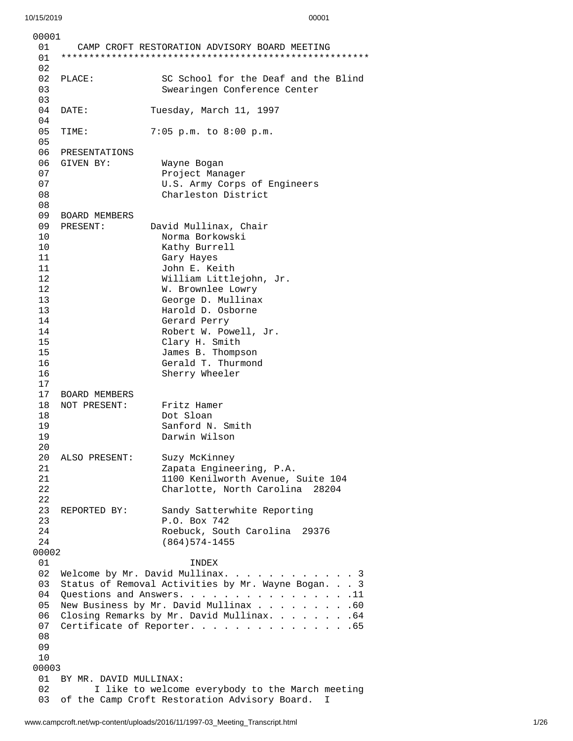00001

01 CAMP CROFT RESTORATION ADVISORY BOARD MEETING
01 ******************************************************
02
02 PLACE: SC School for the Deaf and the Blind
03 Swearingen Conference Center
03
04 DATE: Tuesday, March 11, 1997
04
05 TIME: 7:05 p.m. to 8:00 p.m.
05
06 PRESENTATIONS
06 GIVEN BY: Wayne Bogan
07 Project Manager
07 U.S. Army Corps of Engineers
08 Charleston District
08
09 BOARD MEMBERS
09 PRESENT: David Mullinax, Chair
10 Norma Borkowski
10 Kathy Burrell
11 Gary Hayes
11 John E. Keith
12 William Littlejohn, Jr.
12 W. Brownlee Lowry
13 George D. Mullinax
13 Harold D. Osborne
14 Gerard Perry
14 Robert W. Powell, Jr.
15 Clary H. Smith
15 James B. Thompson
16 Gerald T. Thurmond
16 Sherry Wheeler
17
17 BOARD MEMBERS
18 NOT PRESENT: Fritz Hamer
18 Dot Sloan
19 Sanford N. Smith
19 Darwin Wilson
20
20 ALSO PRESENT: Suzy McKinney
21 Zapata Engineering, P.A.
21 1100 Kenilworth Avenue, Suite 104
22 Charlotte, North Carolina 28204
22
23 REPORTED BY: Sandy Satterwhite Reporting
23 P.O. Box 742
24 Roebuck, South Carolina 29376
24 (864)574-1455

00002

01 INDEX
02 Welcome by Mr. David Mullinax. . . . . . . . . . . . 3
03 Status of Removal Activities by Mr. Wayne Bogan. . . 3
04 Questions and Answers. . . . . . . . . . . . . . . .11
05 New Business by Mr. David Mullinax . . . . . . . . .60
06 Closing Remarks by Mr. David Mullinax. . . . . . . .64
07 Certificate of Reporter. . . . . . . . . . . . . . .65
08
09
10

00003

01 BY MR. DAVID MULLINAX:
02 I like to welcome everybody to the March meeting
03 of the Camp Croft Restoration Advisory Board. I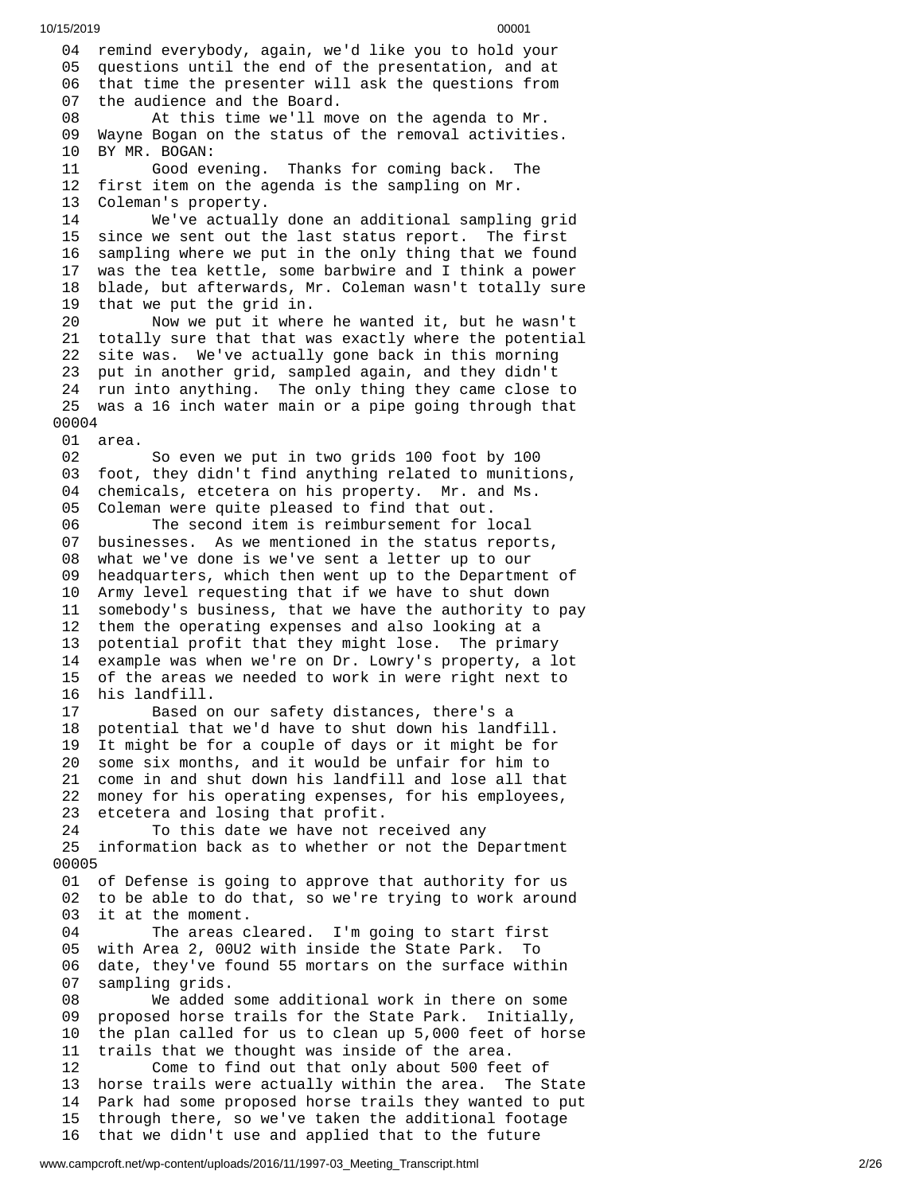04 remind everybody, again, we'd like you to hold your
05 questions until the end of the presentation, and at
06 that time the presenter will ask the questions from
07 the audience and the Board.
08 At this time we'll move on the agenda to Mr.
09 Wayne Bogan on the status of the removal activities.
10 BY MR. BOGAN:
11 Good evening. Thanks for coming back. The
12 first item on the agenda is the sampling on Mr.
13 Coleman's property.
14 We've actually done an additional sampling grid
15 since we sent out the last status report. The first
16 sampling where we put in the only thing that we found
17 was the tea kettle, some barbwire and I think a power
18 blade, but afterwards, Mr. Coleman wasn't totally sure
19 that we put the grid in.
20 Now we put it where he wanted it, but he wasn't
21 totally sure that that was exactly where the potential
22 site was. We've actually gone back in this morning
23 put in another grid, sampled again, and they didn't
24 run into anything. The only thing they came close to
25 was a 16 inch water main or a pipe going through that

00004

01 area.
02 So even we put in two grids 100 foot by 100
03 foot, they didn't find anything related to munitions,
04 chemicals, etcetera on his property. Mr. and Ms.
05 Coleman were quite pleased to find that out.
06 The second item is reimbursement for local
07 businesses. As we mentioned in the status reports,
08 what we've done is we've sent a letter up to our
09 headquarters, which then went up to the Department of
10 Army level requesting that if we have to shut down
11 somebody's business, that we have the authority to pay
12 them the operating expenses and also looking at a
13 potential profit that they might lose. The primary
14 example was when we're on Dr. Lowry's property, a lot
15 of the areas we needed to work in were right next to
16 his landfill.
17 Based on our safety distances, there's a
18 potential that we'd have to shut down his landfill.
19 It might be for a couple of days or it might be for
20 some six months, and it would be unfair for him to
21 come in and shut down his landfill and lose all that
22 money for his operating expenses, for his employees,
23 etcetera and losing that profit.
24 To this date we have not received any
25 information back as to whether or not the Department

00005

01 of Defense is going to approve that authority for us
02 to be able to do that, so we're trying to work around
03 it at the moment.
04 The areas cleared. I'm going to start first
05 with Area 2, 00U2 with inside the State Park. To
06 date, they've found 55 mortars on the surface within
07 sampling grids.
08 We added some additional work in there on some
09 proposed horse trails for the State Park. Initially,
10 the plan called for us to clean up 5,000 feet of horse
11 trails that we thought was inside of the area.
12 Come to find out that only about 500 feet of
13 horse trails were actually within the area. The State
14 Park had some proposed horse trails they wanted to put
15 through there, so we've taken the additional footage
16 that we didn't use and applied that to the future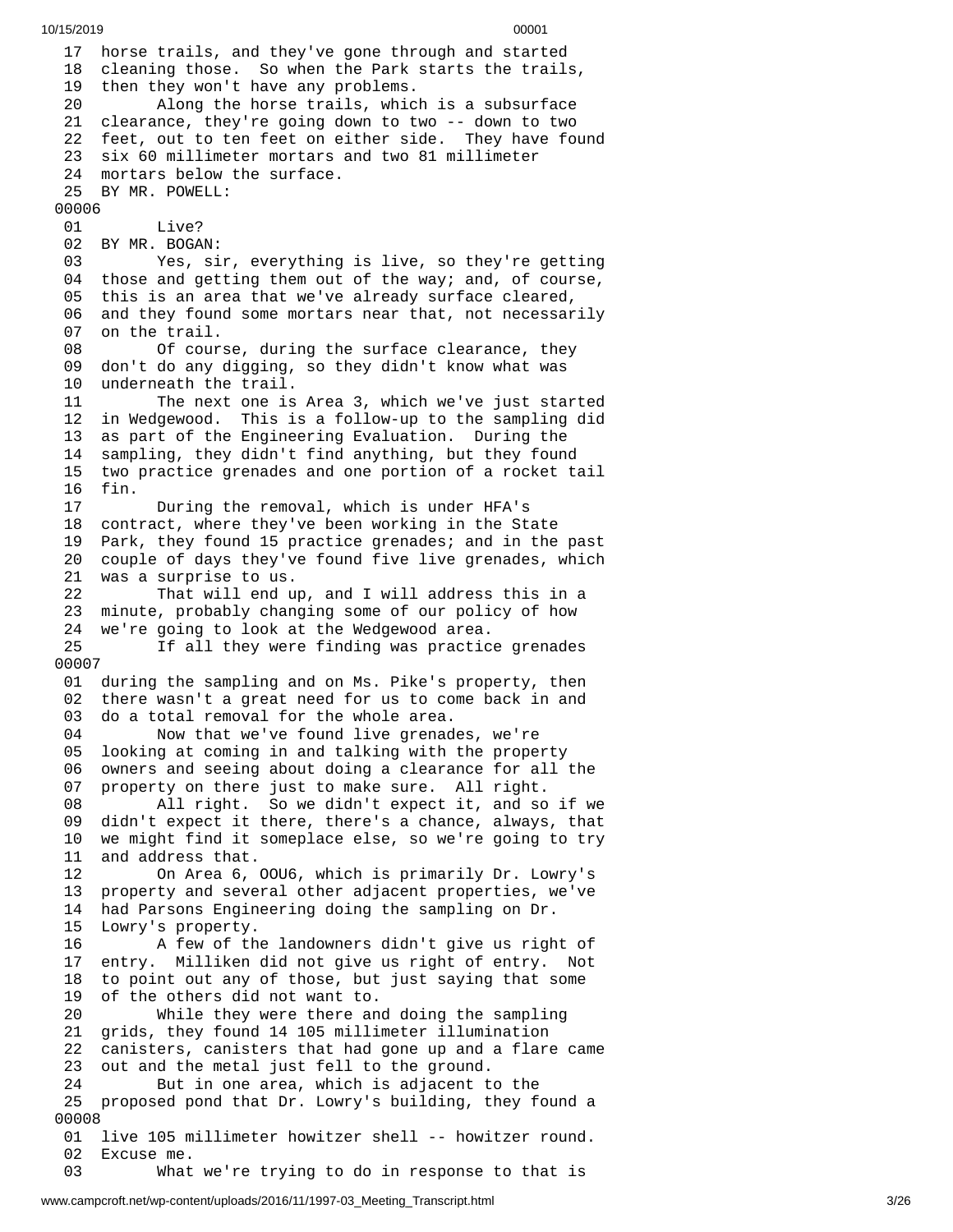17 horse trails, and they've gone through and started
18 cleaning those. So when the Park starts the trails,
19 then they won't have any problems.
20 Along the horse trails, which is a subsurface
21 clearance, they're going down to two -- down to two
22 feet, out to ten feet on either side. They have found
23 six 60 millimeter mortars and two 81 millimeter
24 mortars below the surface.
25 BY MR. POWELL:
00006
01 Live?
02 BY MR. BOGAN:
03 Yes, sir, everything is live, so they're getting
04 those and getting them out of the way; and, of course,
05 this is an area that we've already surface cleared,
06 and they found some mortars near that, not necessarily
07 on the trail.
08 Of course, during the surface clearance, they
09 don't do any digging, so they didn't know what was
10 underneath the trail.
11 The next one is Area 3, which we've just started
12 in Wedgewood. This is a follow-up to the sampling did
13 as part of the Engineering Evaluation. During the
14 sampling, they didn't find anything, but they found
15 two practice grenades and one portion of a rocket tail
16 fin.
17 During the removal, which is under HFA's
18 contract, where they've been working in the State
19 Park, they found 15 practice grenades; and in the past
20 couple of days they've found five live grenades, which
21 was a surprise to us.
22 That will end up, and I will address this in a
23 minute, probably changing some of our policy of how
24 we're going to look at the Wedgewood area.
25 If all they were finding was practice grenades
00007
01 during the sampling and on Ms. Pike's property, then
02 there wasn't a great need for us to come back in and
03 do a total removal for the whole area.
04 Now that we've found live grenades, we're
05 looking at coming in and talking with the property
06 owners and seeing about doing a clearance for all the
07 property on there just to make sure. All right.
08 All right. So we didn't expect it, and so if we
09 didn't expect it there, there's a chance, always, that
10 we might find it someplace else, so we're going to try
11 and address that.
12 On Area 6, OOU6, which is primarily Dr. Lowry's
13 property and several other adjacent properties, we've
14 had Parsons Engineering doing the sampling on Dr.
15 Lowry's property.
16 A few of the landowners didn't give us right of
17 entry. Milliken did not give us right of entry. Not
18 to point out any of those, but just saying that some
19 of the others did not want to.
20 While they were there and doing the sampling
21 grids, they found 14 105 millimeter illumination
22 canisters, canisters that had gone up and a flare came
23 out and the metal just fell to the ground.
24 But in one area, which is adjacent to the
25 proposed pond that Dr. Lowry's building, they found a
00008
01 live 105 millimeter howitzer shell -- howitzer round.
02 Excuse me.
03 What we're trying to do in response to that is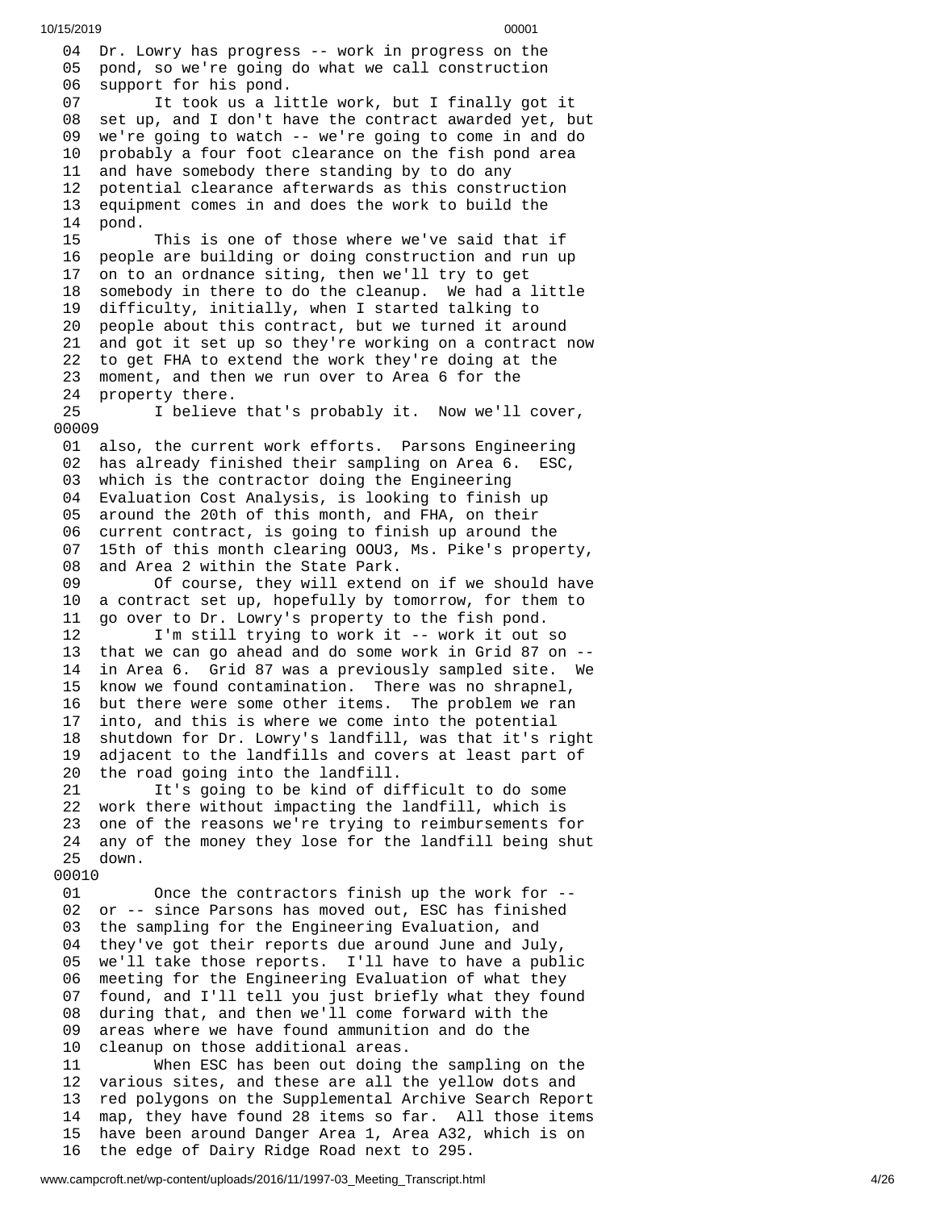04 Dr. Lowry has progress -- work in progress on the
05 pond, so we're going do what we call construction
06 support for his pond.
07 It took us a little work, but I finally got it
08 set up, and I don't have the contract awarded yet, but
09 we're going to watch -- we're going to come in and do
10 probably a four foot clearance on the fish pond area
11 and have somebody there standing by to do any
12 potential clearance afterwards as this construction
13 equipment comes in and does the work to build the
14 pond.
15 This is one of those where we've said that if
16 people are building or doing construction and run up
17 on to an ordnance siting, then we'll try to get
18 somebody in there to do the cleanup. We had a little
19 difficulty, initially, when I started talking to
20 people about this contract, but we turned it around
21 and got it set up so they're working on a contract now
22 to get FHA to extend the work they're doing at the
23 moment, and then we run over to Area 6 for the
24 property there.
25 I believe that's probably it. Now we'll cover,
00009
01 also, the current work efforts. Parsons Engineering
02 has already finished their sampling on Area 6. ESC,
03 which is the contractor doing the Engineering
04 Evaluation Cost Analysis, is looking to finish up
05 around the 20th of this month, and FHA, on their
06 current contract, is going to finish up around the
07 15th of this month clearing OOU3, Ms. Pike's property,
08 and Area 2 within the State Park.
09 Of course, they will extend on if we should have
10 a contract set up, hopefully by tomorrow, for them to
11 go over to Dr. Lowry's property to the fish pond.
12 I'm still trying to work it -- work it out so
13 that we can go ahead and do some work in Grid 87 on --
14 in Area 6. Grid 87 was a previously sampled site. We
15 know we found contamination. There was no shrapnel,
16 but there were some other items. The problem we ran
17 into, and this is where we come into the potential
18 shutdown for Dr. Lowry's landfill, was that it's right
19 adjacent to the landfills and covers at least part of
20 the road going into the landfill.
21 It's going to be kind of difficult to do some
22 work there without impacting the landfill, which is
23 one of the reasons we're trying to reimbursements for
24 any of the money they lose for the landfill being shut
25 down.
00010
01 Once the contractors finish up the work for --
02 or -- since Parsons has moved out, ESC has finished
03 the sampling for the Engineering Evaluation, and
04 they've got their reports due around June and July,
05 we'll take those reports. I'll have to have a public
06 meeting for the Engineering Evaluation of what they
07 found, and I'll tell you just briefly what they found
08 during that, and then we'll come forward with the
09 areas where we have found ammunition and do the
10 cleanup on those additional areas.
11 When ESC has been out doing the sampling on the
12 various sites, and these are all the yellow dots and
13 red polygons on the Supplemental Archive Search Report
14 map, they have found 28 items so far. All those items
15 have been around Danger Area 1, Area A32, which is on
16 the edge of Dairy Ridge Road next to 295.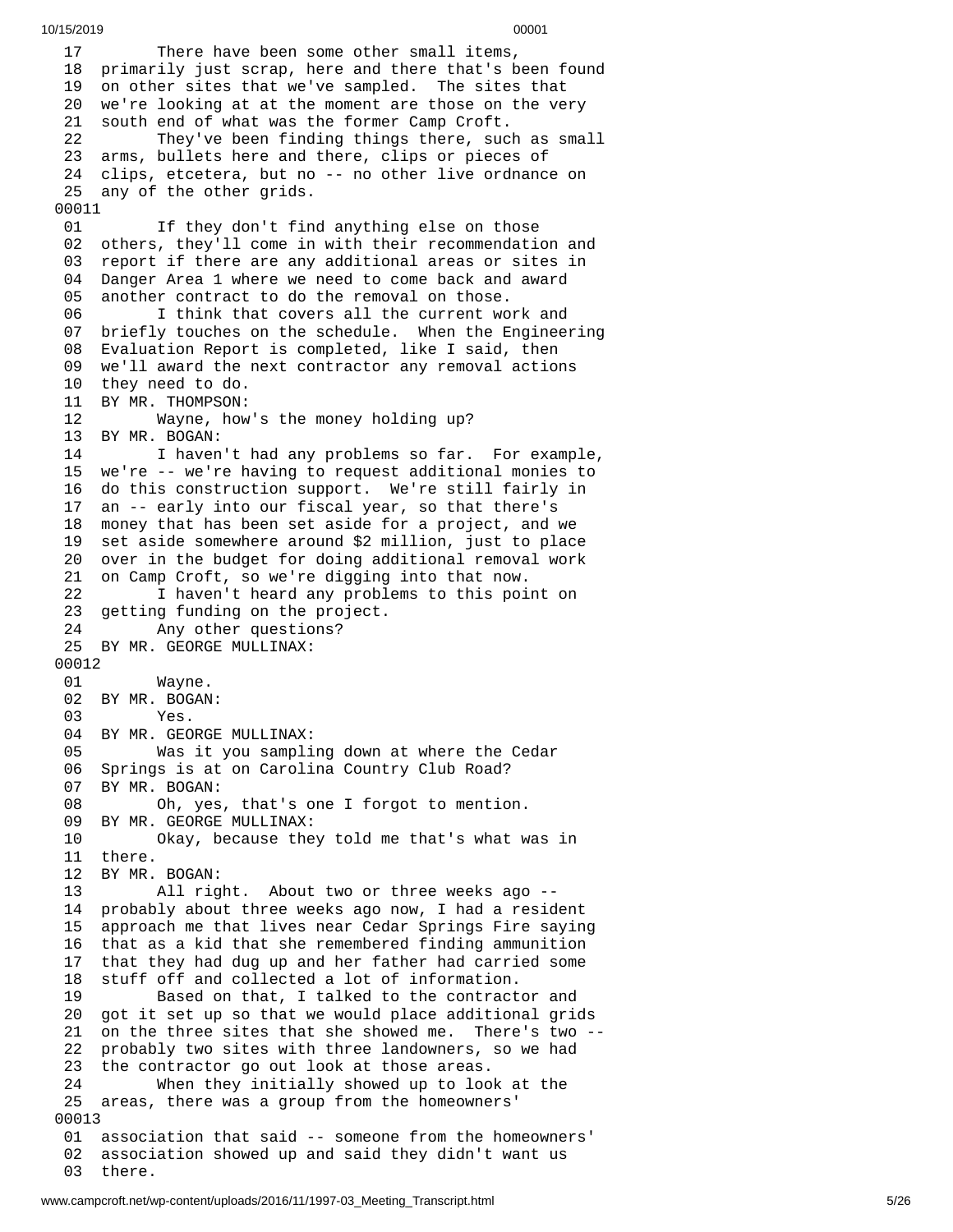17 There have been some other small items,
18 primarily just scrap, here and there that's been found
19 on other sites that we've sampled. The sites that
20 we're looking at at the moment are those on the very
21 south end of what was the former Camp Croft.
22 They've been finding things there, such as small
23 arms, bullets here and there, clips or pieces of
24 clips, etcetera, but no -- no other live ordnance on
25 any of the other grids.

00011

01 If they don't find anything else on those
02 others, they'll come in with their recommendation and
03 report if there are any additional areas or sites in
04 Danger Area 1 where we need to come back and award
05 another contract to do the removal on those.
06 I think that covers all the current work and
07 briefly touches on the schedule. When the Engineering
08 Evaluation Report is completed, like I said, then
09 we'll award the next contractor any removal actions
10 they need to do.
11 BY MR. THOMPSON:
12 Wayne, how's the money holding up?
13 BY MR. BOGAN:
14 I haven't had any problems so far. For example,
15 we're -- we're having to request additional monies to
16 do this construction support. We're still fairly in
17 an -- early into our fiscal year, so that there's
18 money that has been set aside for a project, and we
19 set aside somewhere around $2 million, just to place
20 over in the budget for doing additional removal work
21 on Camp Croft, so we're digging into that now.
22 I haven't heard any problems to this point on
23 getting funding on the project.
24 Any other questions?
25 BY MR. GEORGE MULLINAX:

00012

01 Wayne.
02 BY MR. BOGAN:
03 Yes.
04 BY MR. GEORGE MULLINAX:
05 Was it you sampling down at where the Cedar
06 Springs is at on Carolina Country Club Road?
07 BY MR. BOGAN:
08 Oh, yes, that's one I forgot to mention.
09 BY MR. GEORGE MULLINAX:
10 Okay, because they told me that's what was in
11 there.
12 BY MR. BOGAN:
13 All right. About two or three weeks ago --
14 probably about three weeks ago now, I had a resident
15 approach me that lives near Cedar Springs Fire saying
16 that as a kid that she remembered finding ammunition
17 that they had dug up and her father had carried some
18 stuff off and collected a lot of information.
19 Based on that, I talked to the contractor and
20 got it set up so that we would place additional grids
21 on the three sites that she showed me. There's two --
22 probably two sites with three landowners, so we had
23 the contractor go out look at those areas.
24 When they initially showed up to look at the
25 areas, there was a group from the homeowners'

00013

01 association that said -- someone from the homeowners'
02 association showed up and said they didn't want us
03 there.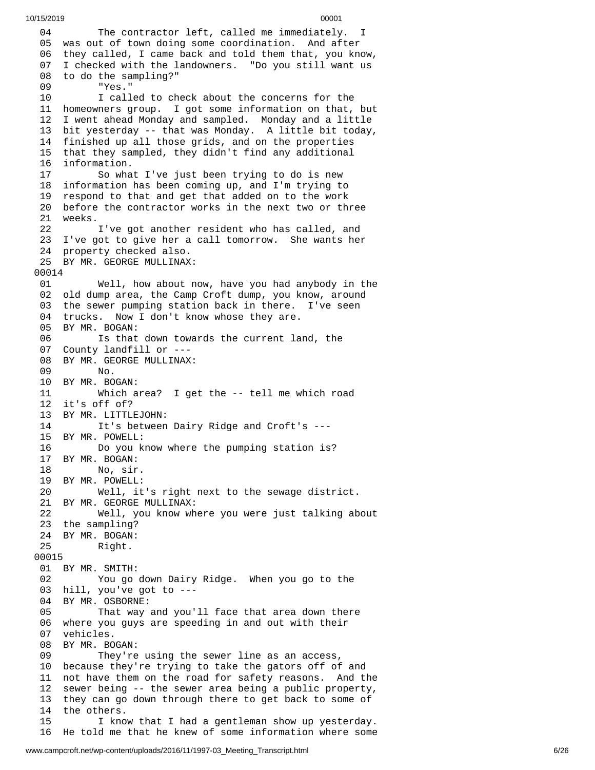04 The contractor left, called me immediately. I
05 was out of town doing some coordination. And after
06 they called, I came back and told them that, you know,
07 I checked with the landowners. "Do you still want us
08 to do the sampling?"
09 "Yes."
10 I called to check about the concerns for the
11 homeowners group. I got some information on that, but
12 I went ahead Monday and sampled. Monday and a little
13 bit yesterday -- that was Monday. A little bit today,
14 finished up all those grids, and on the properties
15 that they sampled, they didn't find any additional
16 information.
17 So what I've just been trying to do is new
18 information has been coming up, and I'm trying to
19 respond to that and get that added on to the work
20 before the contractor works in the next two or three
21 weeks.
22 I've got another resident who has called, and
23 I've got to give her a call tomorrow. She wants her
24 property checked also.
25 BY MR. GEORGE MULLINAX:

00014

01 Well, how about now, have you had anybody in the
02 old dump area, the Camp Croft dump, you know, around
03 the sewer pumping station back in there. I've seen
04 trucks. Now I don't know whose they are.
05 BY MR. BOGAN:
06 Is that down towards the current land, the
07 County landfill or ---
08 BY MR. GEORGE MULLINAX:
09 No.
10 BY MR. BOGAN:
11 Which area? I get the -- tell me which road
12 it's off of?
13 BY MR. LITTLEJOHN:
14 It's between Dairy Ridge and Croft's ---
15 BY MR. POWELL:
16 Do you know where the pumping station is?
17 BY MR. BOGAN:
18 No, sir.
19 BY MR. POWELL:
20 Well, it's right next to the sewage district.
21 BY MR. GEORGE MULLINAX:
22 Well, you know where you were just talking about
23 the sampling?
24 BY MR. BOGAN:
25 Right.

00015

01 BY MR. SMITH:
02 You go down Dairy Ridge. When you go to the
03 hill, you've got to ---
04 BY MR. OSBORNE:
05 That way and you'll face that area down there
06 where you guys are speeding in and out with their
07 vehicles.
08 BY MR. BOGAN:
09 They're using the sewer line as an access,
10 because they're trying to take the gators off of and
11 not have them on the road for safety reasons. And the
12 sewer being -- the sewer area being a public property,
13 they can go down through there to get back to some of
14 the others.
15 I know that I had a gentleman show up yesterday.
16 He told me that he knew of some information where some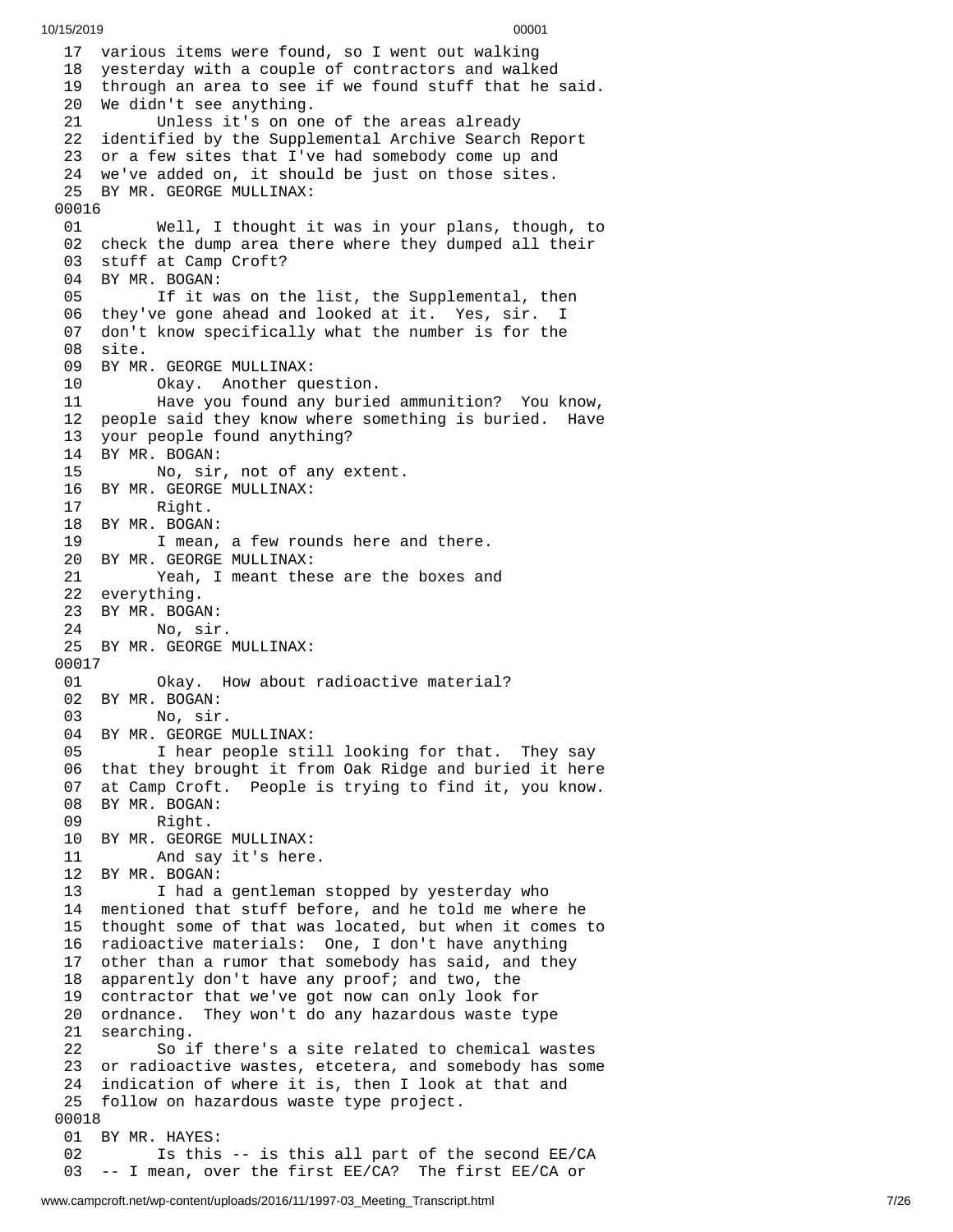```
 17  various items were found, so I went out walking
 18  yesterday with a couple of contractors and walked
 19  through an area to see if we found stuff that he said.
 20  We didn't see anything.
 21        Unless it's on one of the areas already
 22  identified by the Supplemental Archive Search Report
 23  or a few sites that I've had somebody come up and
 24  we've added on, it should be just on those sites.
 25  BY MR. GEORGE MULLINAX:
00016
 01        Well, I thought it was in your plans, though, to
 02  check the dump area there where they dumped all their
 03  stuff at Camp Croft?
 04  BY MR. BOGAN:
 05        If it was on the list, the Supplemental, then
 06  they've gone ahead and looked at it.  Yes, sir.  I
 07  don't know specifically what the number is for the
 08  site.
 09  BY MR. GEORGE MULLINAX:
 10        Okay.  Another question.
 11        Have you found any buried ammunition?  You know,
 12  people said they know where something is buried.  Have
 13  your people found anything?
 14  BY MR. BOGAN:
 15        No, sir, not of any extent.
 16  BY MR. GEORGE MULLINAX:
 17        Right.
 18  BY MR. BOGAN:
 19        I mean, a few rounds here and there.
 20  BY MR. GEORGE MULLINAX:
 21        Yeah, I meant these are the boxes and
 22  everything.
 23  BY MR. BOGAN:
 24        No, sir.
 25  BY MR. GEORGE MULLINAX:
00017
 01        Okay.  How about radioactive material?
 02  BY MR. BOGAN:
 03        No, sir.
 04  BY MR. GEORGE MULLINAX:
 05        I hear people still looking for that.  They say
 06  that they brought it from Oak Ridge and buried it here
 07  at Camp Croft.  People is trying to find it, you know.
 08  BY MR. BOGAN:
 09        Right.
 10  BY MR. GEORGE MULLINAX:
 11        And say it's here.
 12  BY MR. BOGAN:
 13        I had a gentleman stopped by yesterday who
 14  mentioned that stuff before, and he told me where he
 15  thought some of that was located, but when it comes to
 16  radioactive materials:  One, I don't have anything
 17  other than a rumor that somebody has said, and they
 18  apparently don't have any proof; and two, the
 19  contractor that we've got now can only look for
 20  ordnance.  They won't do any hazardous waste type
 21  searching.
 22        So if there's a site related to chemical wastes
 23  or radioactive wastes, etcetera, and somebody has some
 24  indication of where it is, then I look at that and
 25  follow on hazardous waste type project.
00018
 01  BY MR. HAYES:
 02        Is this -- is this all part of the second EE/CA
 03  -- I mean, over the first EE/CA?  The first EE/CA or
```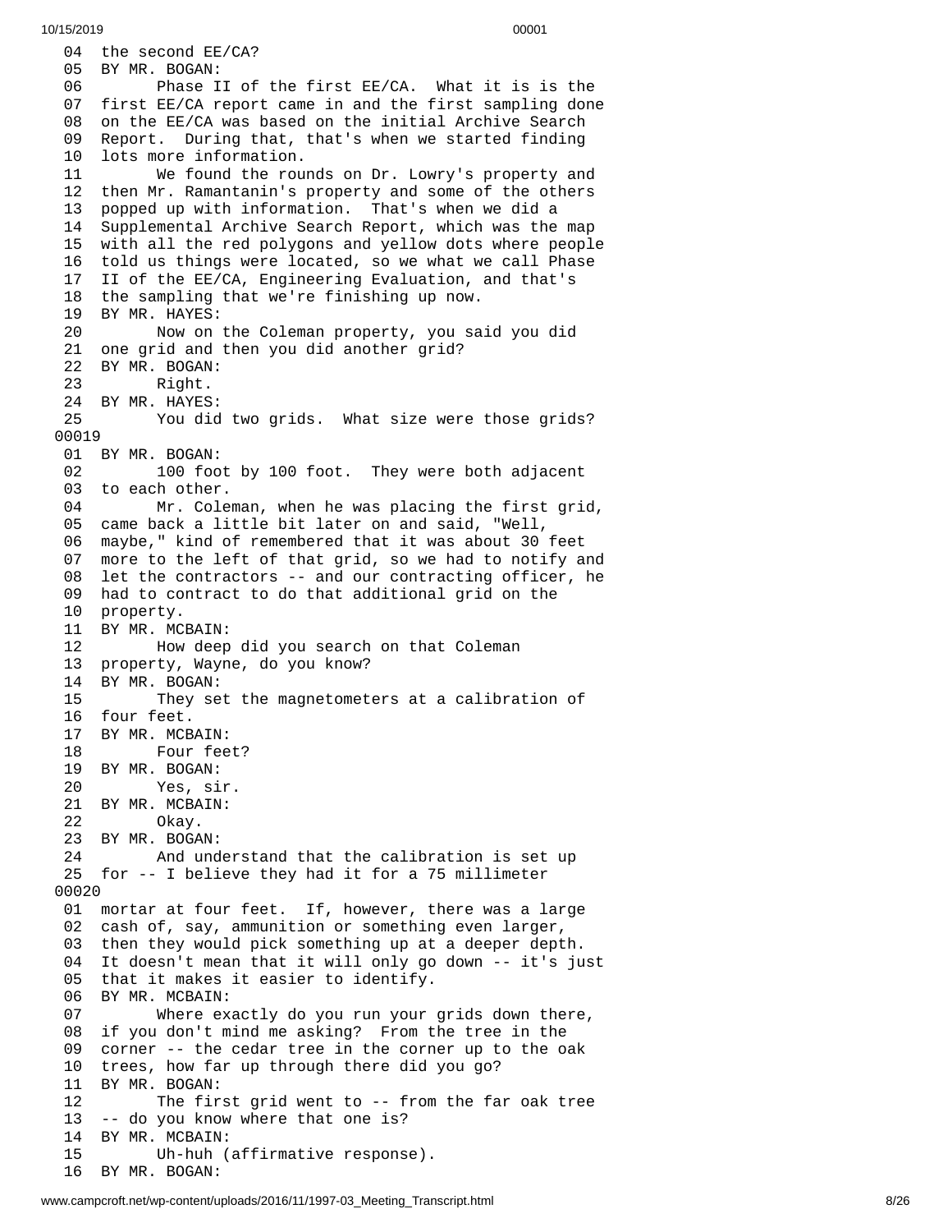```
 04  the second EE/CA?
 05  BY MR. BOGAN:
 06        Phase II of the first EE/CA.  What it is is the
 07  first EE/CA report came in and the first sampling done
 08  on the EE/CA was based on the initial Archive Search
 09  Report.  During that, that's when we started finding
 10  lots more information.
 11        We found the rounds on Dr. Lowry's property and
 12  then Mr. Ramantanin's property and some of the others
 13  popped up with information.  That's when we did a
 14  Supplemental Archive Search Report, which was the map
 15  with all the red polygons and yellow dots where people
 16  told us things were located, so we what we call Phase
 17  II of the EE/CA, Engineering Evaluation, and that's
 18  the sampling that we're finishing up now.
 19  BY MR. HAYES:
 20        Now on the Coleman property, you said you did
 21  one grid and then you did another grid?
 22  BY MR. BOGAN:
 23        Right.
 24  BY MR. HAYES:
 25        You did two grids.  What size were those grids?
00019
 01  BY MR. BOGAN:
 02        100 foot by 100 foot.  They were both adjacent
 03  to each other.
 04        Mr. Coleman, when he was placing the first grid,
 05  came back a little bit later on and said, "Well,
 06  maybe," kind of remembered that it was about 30 feet
 07  more to the left of that grid, so we had to notify and
 08  let the contractors -- and our contracting officer, he
 09  had to contract to do that additional grid on the
 10  property.
 11  BY MR. MCBAIN:
 12        How deep did you search on that Coleman
 13  property, Wayne, do you know?
 14  BY MR. BOGAN:
 15        They set the magnetometers at a calibration of
 16  four feet.
 17  BY MR. MCBAIN:
 18        Four feet?
 19  BY MR. BOGAN:
 20        Yes, sir.
 21  BY MR. MCBAIN:
 22        Okay.
 23  BY MR. BOGAN:
 24        And understand that the calibration is set up
 25  for -- I believe they had it for a 75 millimeter
00020
 01  mortar at four feet.  If, however, there was a large
 02  cash of, say, ammunition or something even larger,
 03  then they would pick something up at a deeper depth.
 04  It doesn't mean that it will only go down -- it's just
 05  that it makes it easier to identify.
 06  BY MR. MCBAIN:
 07        Where exactly do you run your grids down there,
 08  if you don't mind me asking?  From the tree in the
 09  corner -- the cedar tree in the corner up to the oak
 10  trees, how far up through there did you go?
 11  BY MR. BOGAN:
 12        The first grid went to -- from the far oak tree
 13  -- do you know where that one is?
 14  BY MR. MCBAIN:
 15        Uh-huh (affirmative response).
 16  BY MR. BOGAN:
```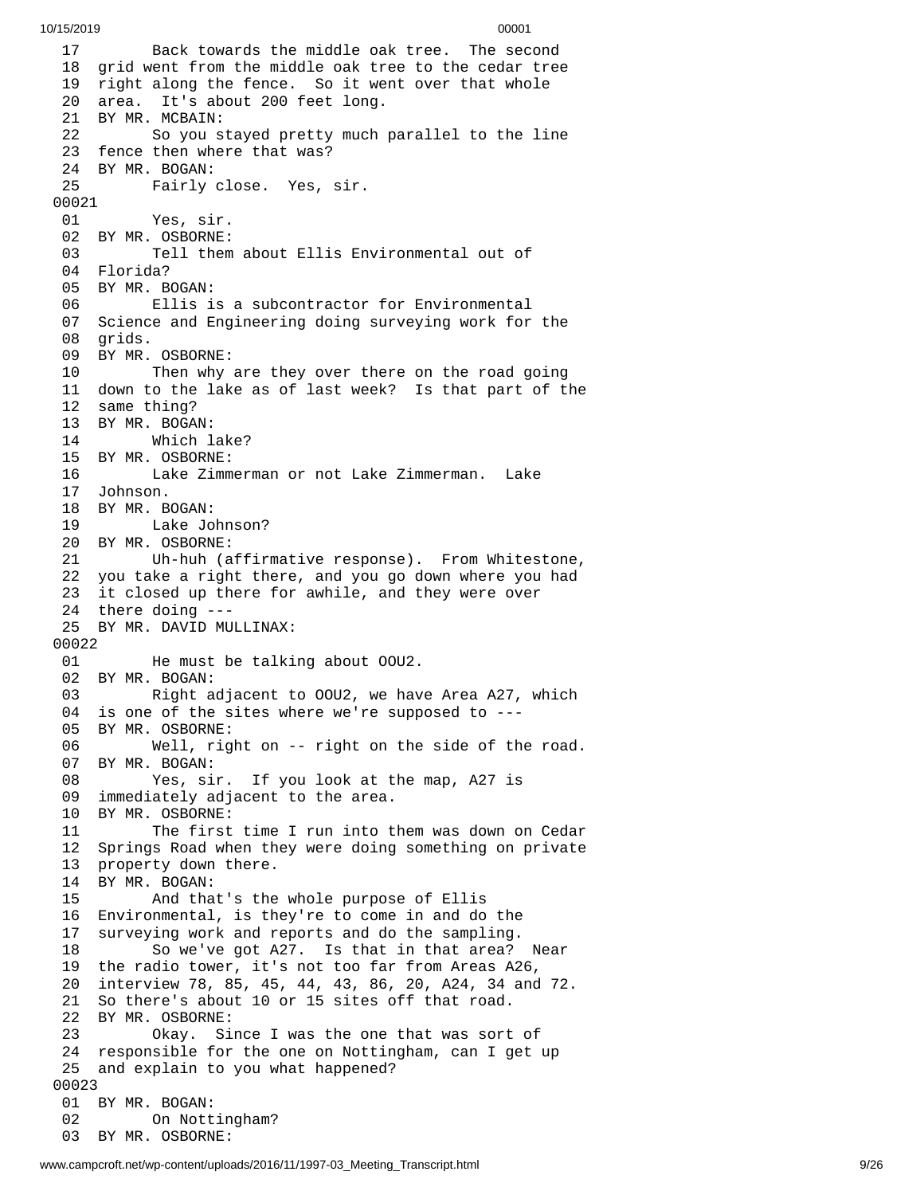17 Back towards the middle oak tree. The second
18 grid went from the middle oak tree to the cedar tree
19 right along the fence. So it went over that whole
20 area. It's about 200 feet long.
21 BY MR. MCBAIN:
22 So you stayed pretty much parallel to the line
23 fence then where that was?
24 BY MR. BOGAN:
25 Fairly close. Yes, sir.
00021
01 Yes, sir.
02 BY MR. OSBORNE:
03 Tell them about Ellis Environmental out of
04 Florida?
05 BY MR. BOGAN:
06 Ellis is a subcontractor for Environmental
07 Science and Engineering doing surveying work for the
08 grids.
09 BY MR. OSBORNE:
10 Then why are they over there on the road going
11 down to the lake as of last week? Is that part of the
12 same thing?
13 BY MR. BOGAN:
14 Which lake?
15 BY MR. OSBORNE:
16 Lake Zimmerman or not Lake Zimmerman. Lake
17 Johnson.
18 BY MR. BOGAN:
19 Lake Johnson?
20 BY MR. OSBORNE:
21 Uh-huh (affirmative response). From Whitestone,
22 you take a right there, and you go down where you had
23 it closed up there for awhile, and they were over
24 there doing ---
25 BY MR. DAVID MULLINAX:
00022
01 He must be talking about OOU2.
02 BY MR. BOGAN:
03 Right adjacent to OOU2, we have Area A27, which
04 is one of the sites where we're supposed to ---
05 BY MR. OSBORNE:
06 Well, right on -- right on the side of the road.
07 BY MR. BOGAN:
08 Yes, sir. If you look at the map, A27 is
09 immediately adjacent to the area.
10 BY MR. OSBORNE:
11 The first time I run into them was down on Cedar
12 Springs Road when they were doing something on private
13 property down there.
14 BY MR. BOGAN:
15 And that's the whole purpose of Ellis
16 Environmental, is they're to come in and do the
17 surveying work and reports and do the sampling.
18 So we've got A27. Is that in that area? Near
19 the radio tower, it's not too far from Areas A26,
20 interview 78, 85, 45, 44, 43, 86, 20, A24, 34 and 72.
21 So there's about 10 or 15 sites off that road.
22 BY MR. OSBORNE:
23 Okay. Since I was the one that was sort of
24 responsible for the one on Nottingham, can I get up
25 and explain to you what happened?
00023
01 BY MR. BOGAN:
02 On Nottingham?
03 BY MR. OSBORNE: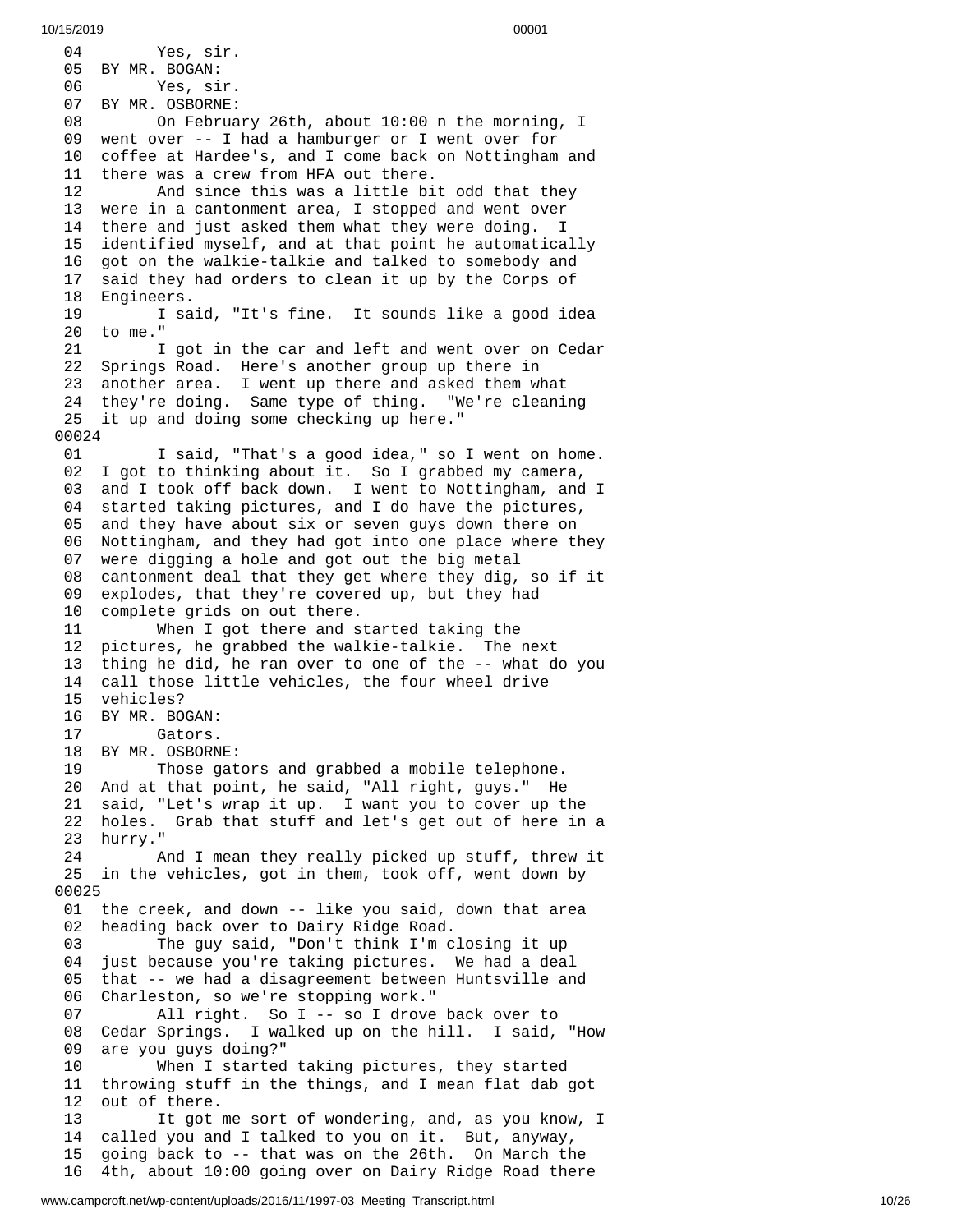```
04        Yes, sir.
05  BY MR. BOGAN:
06        Yes, sir.
07  BY MR. OSBORNE:
08        On February 26th, about 10:00 n the morning, I
09  went over -- I had a hamburger or I went over for
10  coffee at Hardee's, and I come back on Nottingham and
11  there was a crew from HFA out there.
12        And since this was a little bit odd that they
13  were in a cantonment area, I stopped and went over
14  there and just asked them what they were doing.  I
15  identified myself, and at that point he automatically
16  got on the walkie-talkie and talked to somebody and
17  said they had orders to clean it up by the Corps of
18  Engineers.
19        I said, "It's fine.  It sounds like a good idea
20  to me."
21        I got in the car and left and went over on Cedar
22  Springs Road.  Here's another group up there in
23  another area.  I went up there and asked them what
24  they're doing.  Same type of thing.  "We're cleaning
25  it up and doing some checking up here."
00024
01        I said, "That's a good idea," so I went on home.
02  I got to thinking about it.  So I grabbed my camera,
03  and I took off back down.  I went to Nottingham, and I
04  started taking pictures, and I do have the pictures,
05  and they have about six or seven guys down there on
06  Nottingham, and they had got into one place where they
07  were digging a hole and got out the big metal
08  cantonment deal that they get where they dig, so if it
09  explodes, that they're covered up, but they had
10  complete grids on out there.
11        When I got there and started taking the
12  pictures, he grabbed the walkie-talkie.  The next
13  thing he did, he ran over to one of the -- what do you
14  call those little vehicles, the four wheel drive
15  vehicles?
16  BY MR. BOGAN:
17        Gators.
18  BY MR. OSBORNE:
19        Those gators and grabbed a mobile telephone.
20  And at that point, he said, "All right, guys."  He
21  said, "Let's wrap it up.  I want you to cover up the
22  holes.  Grab that stuff and let's get out of here in a
23  hurry."
24        And I mean they really picked up stuff, threw it
25  in the vehicles, got in them, took off, went down by
00025
01  the creek, and down -- like you said, down that area
02  heading back over to Dairy Ridge Road.
03        The guy said, "Don't think I'm closing it up
04  just because you're taking pictures.  We had a deal
05  that -- we had a disagreement between Huntsville and
06  Charleston, so we're stopping work."
07        All right.  So I -- so I drove back over to
08  Cedar Springs.  I walked up on the hill.  I said, "How
09  are you guys doing?"
10        When I started taking pictures, they started
11  throwing stuff in the things, and I mean flat dab got
12  out of there.
13        It got me sort of wondering, and, as you know, I
14  called you and I talked to you on it.  But, anyway,
15  going back to -- that was on the 26th.  On March the
16  4th, about 10:00 going over on Dairy Ridge Road there
```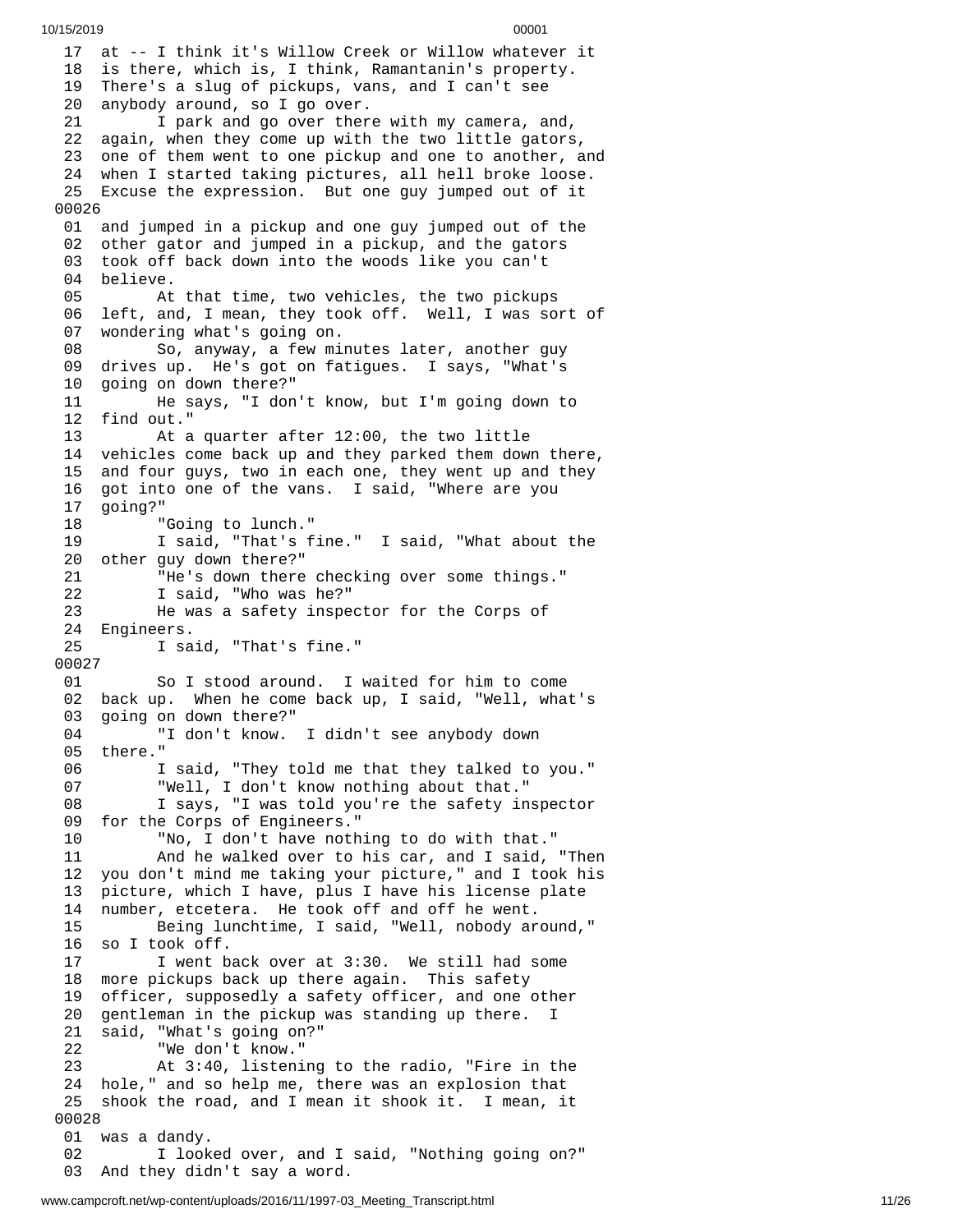17 at -- I think it's Willow Creek or Willow whatever it
18 is there, which is, I think, Ramantanin's property.
19 There's a slug of pickups, vans, and I can't see
20 anybody around, so I go over.
21 I park and go over there with my camera, and,
22 again, when they come up with the two little gators,
23 one of them went to one pickup and one to another, and
24 when I started taking pictures, all hell broke loose.
25 Excuse the expression. But one guy jumped out of it

00026

01 and jumped in a pickup and one guy jumped out of the
02 other gator and jumped in a pickup, and the gators
03 took off back down into the woods like you can't
04 believe.
05 At that time, two vehicles, the two pickups
06 left, and, I mean, they took off. Well, I was sort of
07 wondering what's going on.
08 So, anyway, a few minutes later, another guy
09 drives up. He's got on fatigues. I says, "What's
10 going on down there?"
11 He says, "I don't know, but I'm going down to
12 find out."
13 At a quarter after 12:00, the two little
14 vehicles come back up and they parked them down there,
15 and four guys, two in each one, they went up and they
16 got into one of the vans. I said, "Where are you
17 going?"
18 "Going to lunch."
19 I said, "That's fine." I said, "What about the
20 other guy down there?"
21 "He's down there checking over some things."
22 I said, "Who was he?"
23 He was a safety inspector for the Corps of
24 Engineers.
25 I said, "That's fine."

00027

01 So I stood around. I waited for him to come
02 back up. When he come back up, I said, "Well, what's
03 going on down there?"
04 "I don't know. I didn't see anybody down
05 there."
06 I said, "They told me that they talked to you."
07 "Well, I don't know nothing about that."
08 I says, "I was told you're the safety inspector
09 for the Corps of Engineers."
10 "No, I don't have nothing to do with that."
11 And he walked over to his car, and I said, "Then
12 you don't mind me taking your picture," and I took his
13 picture, which I have, plus I have his license plate
14 number, etcetera. He took off and off he went.
15 Being lunchtime, I said, "Well, nobody around,"
16 so I took off.
17 I went back over at 3:30. We still had some
18 more pickups back up there again. This safety
19 officer, supposedly a safety officer, and one other
20 gentleman in the pickup was standing up there. I
21 said, "What's going on?"
22 "We don't know."
23 At 3:40, listening to the radio, "Fire in the
24 hole," and so help me, there was an explosion that
25 shook the road, and I mean it shook it. I mean, it

00028

01 was a dandy.
02 I looked over, and I said, "Nothing going on?"
03 And they didn't say a word.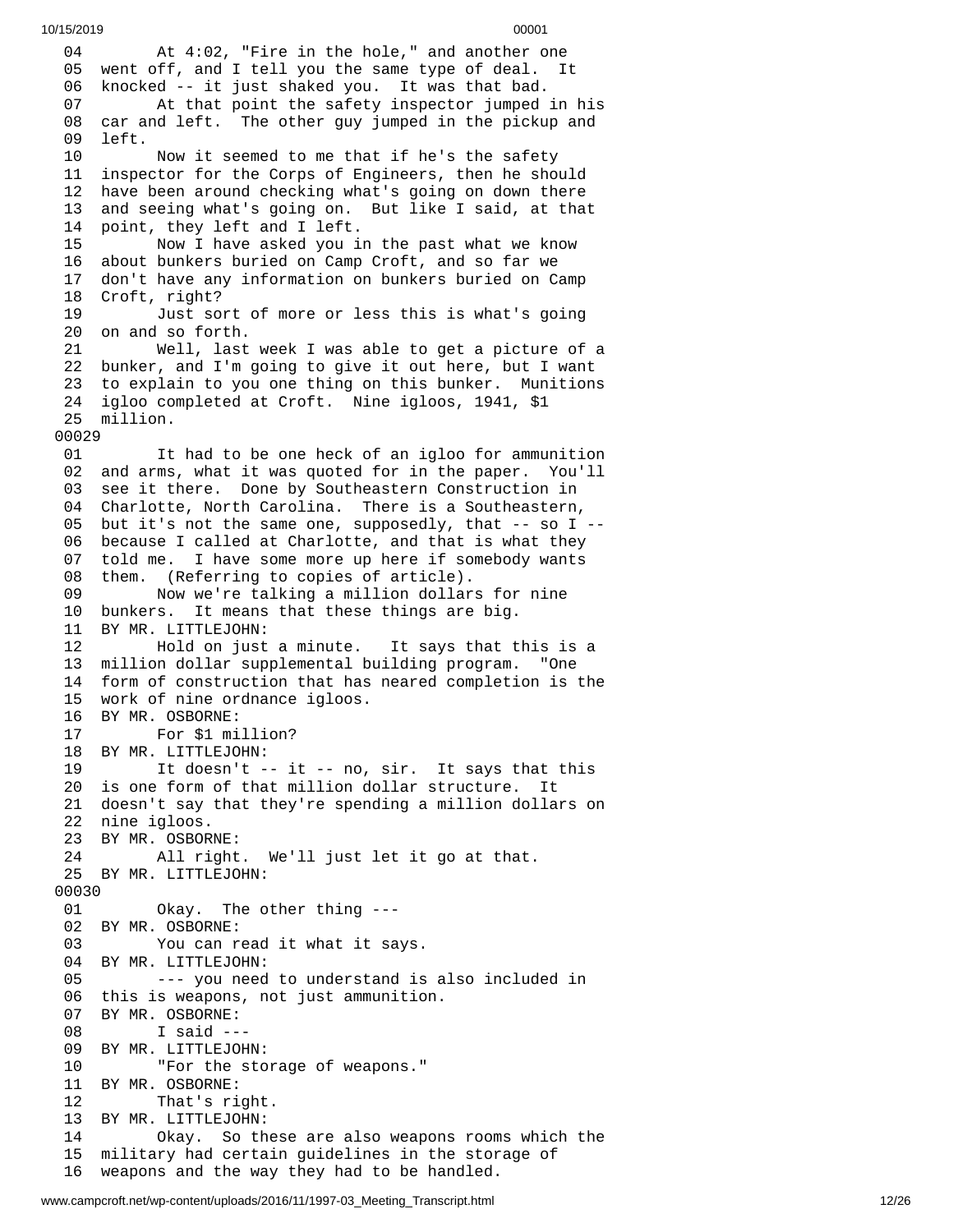04 At 4:02, "Fire in the hole," and another one
05 went off, and I tell you the same type of deal. It
06 knocked -- it just shaked you. It was that bad.
07 At that point the safety inspector jumped in his
08 car and left. The other guy jumped in the pickup and
09 left.
10 Now it seemed to me that if he's the safety
11 inspector for the Corps of Engineers, then he should
12 have been around checking what's going on down there
13 and seeing what's going on. But like I said, at that
14 point, they left and I left.
15 Now I have asked you in the past what we know
16 about bunkers buried on Camp Croft, and so far we
17 don't have any information on bunkers buried on Camp
18 Croft, right?
19 Just sort of more or less this is what's going
20 on and so forth.
21 Well, last week I was able to get a picture of a
22 bunker, and I'm going to give it out here, but I want
23 to explain to you one thing on this bunker. Munitions
24 igloo completed at Croft. Nine igloos, 1941, $1
25 million.

00029

01 It had to be one heck of an igloo for ammunition
02 and arms, what it was quoted for in the paper. You'll
03 see it there. Done by Southeastern Construction in
04 Charlotte, North Carolina. There is a Southeastern,
05 but it's not the same one, supposedly, that -- so I --
06 because I called at Charlotte, and that is what they
07 told me. I have some more up here if somebody wants
08 them. (Referring to copies of article).
09 Now we're talking a million dollars for nine
10 bunkers. It means that these things are big.
11 BY MR. LITTLEJOHN:
12 Hold on just a minute. It says that this is a
13 million dollar supplemental building program. "One
14 form of construction that has neared completion is the
15 work of nine ordnance igloos.
16 BY MR. OSBORNE:
17 For $1 million?
18 BY MR. LITTLEJOHN:
19 It doesn't -- it -- no, sir. It says that this
20 is one form of that million dollar structure. It
21 doesn't say that they're spending a million dollars on
22 nine igloos.
23 BY MR. OSBORNE:
24 All right. We'll just let it go at that.
25 BY MR. LITTLEJOHN:

00030

01 Okay. The other thing ---
02 BY MR. OSBORNE:
03 You can read it what it says.
04 BY MR. LITTLEJOHN:
05 --- you need to understand is also included in
06 this is weapons, not just ammunition.
07 BY MR. OSBORNE:
08 I said ---
09 BY MR. LITTLEJOHN:
10 "For the storage of weapons."
11 BY MR. OSBORNE:
12 That's right.
13 BY MR. LITTLEJOHN:
14 Okay. So these are also weapons rooms which the
15 military had certain guidelines in the storage of
16 weapons and the way they had to be handled.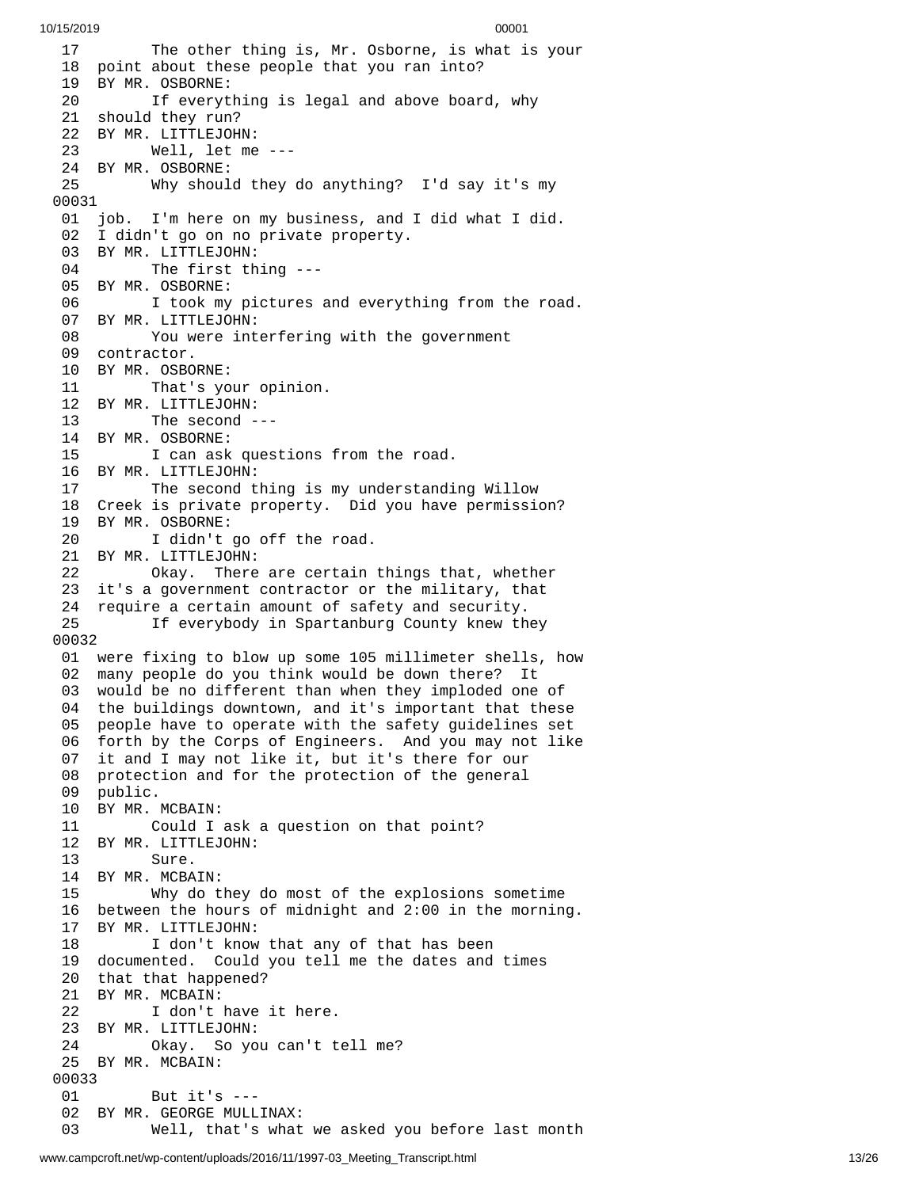17 The other thing is, Mr. Osborne, is what is your
18 point about these people that you ran into?
19 BY MR. OSBORNE:
20 If everything is legal and above board, why
21 should they run?
22 BY MR. LITTLEJOHN:
23 Well, let me ---
24 BY MR. OSBORNE:
25 Why should they do anything? I'd say it's my
00031
01 job. I'm here on my business, and I did what I did.
02 I didn't go on no private property.
03 BY MR. LITTLEJOHN:
04 The first thing ---
05 BY MR. OSBORNE:
06 I took my pictures and everything from the road.
07 BY MR. LITTLEJOHN:
08 You were interfering with the government
09 contractor.
10 BY MR. OSBORNE:
11 That's your opinion.
12 BY MR. LITTLEJOHN:
13 The second ---
14 BY MR. OSBORNE:
15 I can ask questions from the road.
16 BY MR. LITTLEJOHN:
17 The second thing is my understanding Willow
18 Creek is private property. Did you have permission?
19 BY MR. OSBORNE:
20 I didn't go off the road.
21 BY MR. LITTLEJOHN:
22 Okay. There are certain things that, whether
23 it's a government contractor or the military, that
24 require a certain amount of safety and security.
25 If everybody in Spartanburg County knew they
00032
01 were fixing to blow up some 105 millimeter shells, how
02 many people do you think would be down there? It
03 would be no different than when they imploded one of
04 the buildings downtown, and it's important that these
05 people have to operate with the safety guidelines set
06 forth by the Corps of Engineers. And you may not like
07 it and I may not like it, but it's there for our
08 protection and for the protection of the general
09 public.
10 BY MR. MCBAIN:
11 Could I ask a question on that point?
12 BY MR. LITTLEJOHN:
13 Sure.
14 BY MR. MCBAIN:
15 Why do they do most of the explosions sometime
16 between the hours of midnight and 2:00 in the morning.
17 BY MR. LITTLEJOHN:
18 I don't know that any of that has been
19 documented. Could you tell me the dates and times
20 that that happened?
21 BY MR. MCBAIN:
22 I don't have it here.
23 BY MR. LITTLEJOHN:
24 Okay. So you can't tell me?
25 BY MR. MCBAIN:
00033
01 But it's ---
02 BY MR. GEORGE MULLINAX:
03 Well, that's what we asked you before last month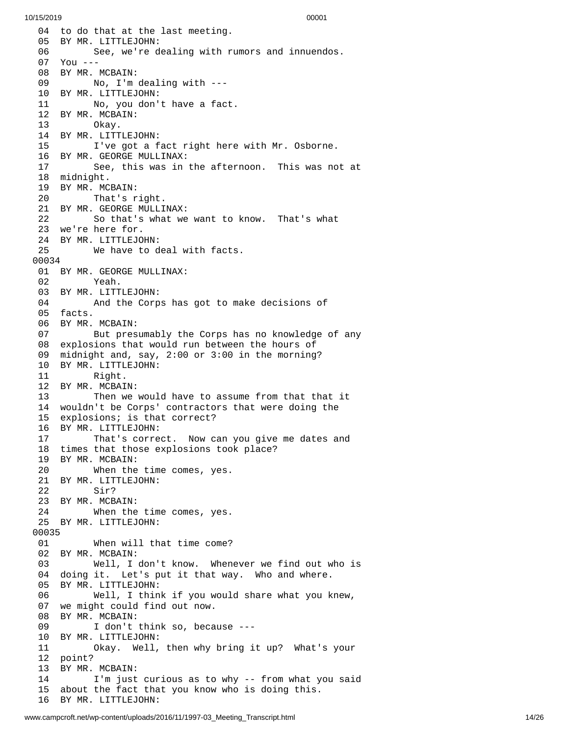04 to do that at the last meeting.
05 BY MR. LITTLEJOHN:
06 See, we're dealing with rumors and innuendos.
07 You ---
08 BY MR. MCBAIN:
09 No, I'm dealing with ---
10 BY MR. LITTLEJOHN:
11 No, you don't have a fact.
12 BY MR. MCBAIN:
13 Okay.
14 BY MR. LITTLEJOHN:
15 I've got a fact right here with Mr. Osborne.
16 BY MR. GEORGE MULLINAX:
17 See, this was in the afternoon. This was not at
18 midnight.
19 BY MR. MCBAIN:
20 That's right.
21 BY MR. GEORGE MULLINAX:
22 So that's what we want to know. That's what
23 we're here for.
24 BY MR. LITTLEJOHN:
25 We have to deal with facts.

00034

01 BY MR. GEORGE MULLINAX:
02 Yeah.
03 BY MR. LITTLEJOHN:
04 And the Corps has got to make decisions of
05 facts.
06 BY MR. MCBAIN:
07 But presumably the Corps has no knowledge of any
08 explosions that would run between the hours of
09 midnight and, say, 2:00 or 3:00 in the morning?
10 BY MR. LITTLEJOHN:
11 Right.
12 BY MR. MCBAIN:
13 Then we would have to assume from that that it
14 wouldn't be Corps' contractors that were doing the
15 explosions; is that correct?
16 BY MR. LITTLEJOHN:
17 That's correct. Now can you give me dates and
18 times that those explosions took place?
19 BY MR. MCBAIN:
20 When the time comes, yes.
21 BY MR. LITTLEJOHN:
22 Sir?
23 BY MR. MCBAIN:
24 When the time comes, yes.
25 BY MR. LITTLEJOHN:

00035

01 When will that time come?
02 BY MR. MCBAIN:
03 Well, I don't know. Whenever we find out who is
04 doing it. Let's put it that way. Who and where.
05 BY MR. LITTLEJOHN:
06 Well, I think if you would share what you knew,
07 we might could find out now.
08 BY MR. MCBAIN:
09 I don't think so, because ---
10 BY MR. LITTLEJOHN:
11 Okay. Well, then why bring it up? What's your
12 point?
13 BY MR. MCBAIN:
14 I'm just curious as to why -- from what you said
15 about the fact that you know who is doing this.
16 BY MR. LITTLEJOHN: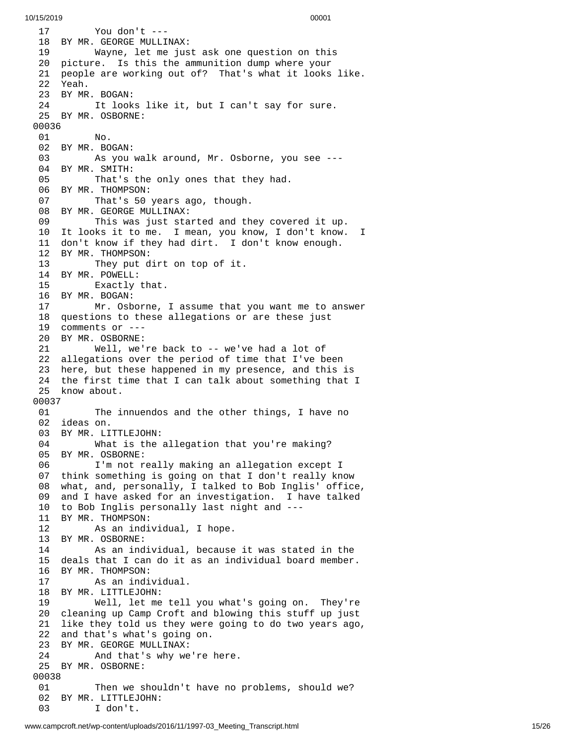```
 17        You don't ---
 18  BY MR. GEORGE MULLINAX:
 19        Wayne, let me just ask one question on this
 20  picture.  Is this the ammunition dump where your
 21  people are working out of?  That's what it looks like.
 22  Yeah.
 23  BY MR. BOGAN:
 24        It looks like it, but I can't say for sure.
 25  BY MR. OSBORNE:
00036
 01        No.
 02  BY MR. BOGAN:
 03        As you walk around, Mr. Osborne, you see ---
 04  BY MR. SMITH:
 05        That's the only ones that they had.
 06  BY MR. THOMPSON:
 07        That's 50 years ago, though.
 08  BY MR. GEORGE MULLINAX:
 09        This was just started and they covered it up.
 10  It looks it to me.  I mean, you know, I don't know.  I
 11  don't know if they had dirt.  I don't know enough.
 12  BY MR. THOMPSON:
 13        They put dirt on top of it.
 14  BY MR. POWELL:
 15        Exactly that.
 16  BY MR. BOGAN:
 17        Mr. Osborne, I assume that you want me to answer
 18  questions to these allegations or are these just
 19  comments or ---
 20  BY MR. OSBORNE:
 21        Well, we're back to -- we've had a lot of
 22  allegations over the period of time that I've been
 23  here, but these happened in my presence, and this is
 24  the first time that I can talk about something that I
 25  know about.
00037
 01        The innuendos and the other things, I have no
 02  ideas on.
 03  BY MR. LITTLEJOHN:
 04        What is the allegation that you're making?
 05  BY MR. OSBORNE:
 06        I'm not really making an allegation except I
 07  think something is going on that I don't really know
 08  what, and, personally, I talked to Bob Inglis' office,
 09  and I have asked for an investigation.  I have talked
 10  to Bob Inglis personally last night and ---
 11  BY MR. THOMPSON:
 12        As an individual, I hope.
 13  BY MR. OSBORNE:
 14        As an individual, because it was stated in the
 15  deals that I can do it as an individual board member.
 16  BY MR. THOMPSON:
 17        As an individual.
 18  BY MR. LITTLEJOHN:
 19        Well, let me tell you what's going on.  They're
 20  cleaning up Camp Croft and blowing this stuff up just
 21  like they told us they were going to do two years ago,
 22  and that's what's going on.
 23  BY MR. GEORGE MULLINAX:
 24        And that's why we're here.
 25  BY MR. OSBORNE:
00038
 01        Then we shouldn't have no problems, should we?
 02  BY MR. LITTLEJOHN:
 03        I don't.
```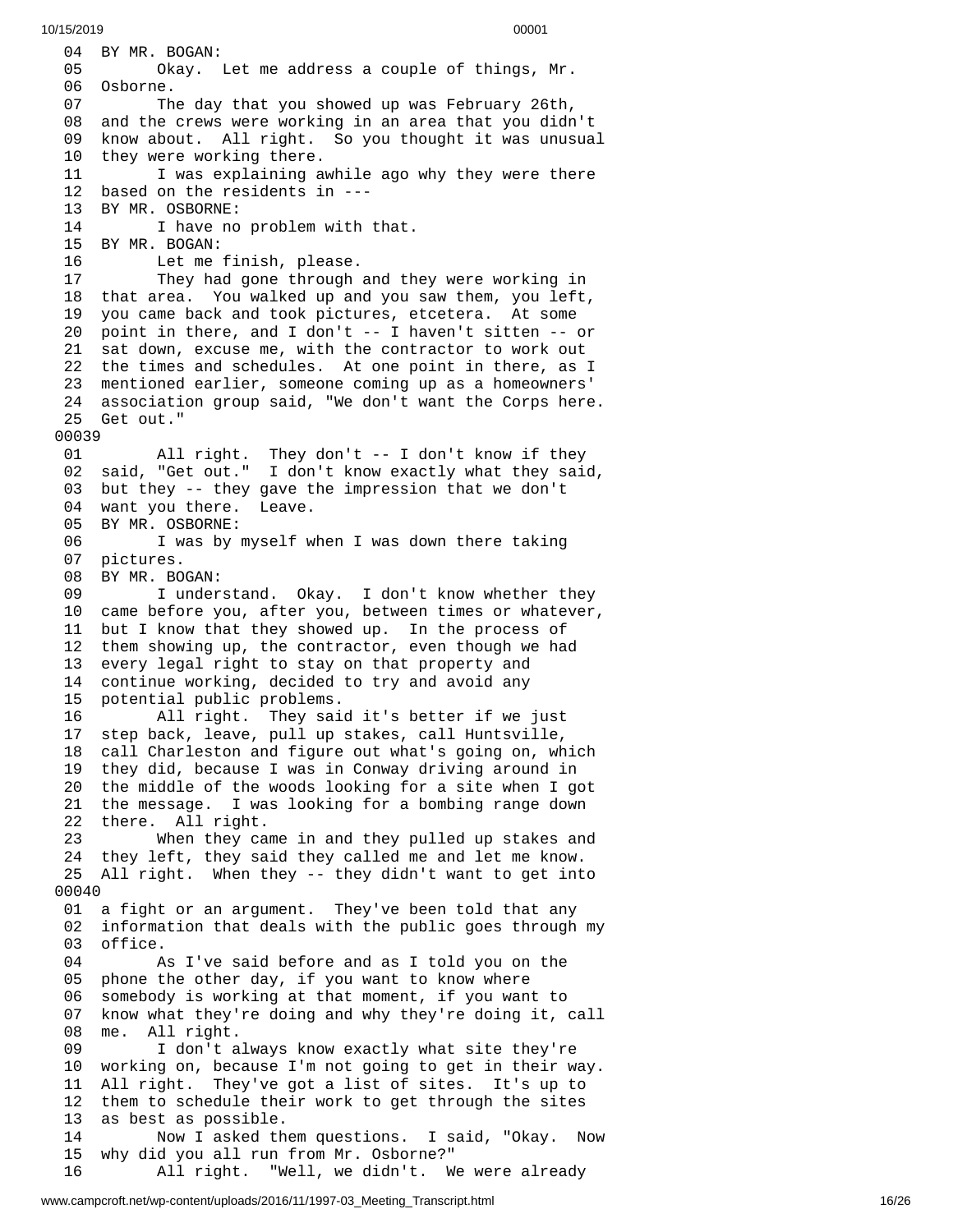04 BY MR. BOGAN:
05 Okay. Let me address a couple of things, Mr.
06 Osborne.
07 The day that you showed up was February 26th,
08 and the crews were working in an area that you didn't
09 know about. All right. So you thought it was unusual
10 they were working there.
11 I was explaining awhile ago why they were there
12 based on the residents in ---
13 BY MR. OSBORNE:
14 I have no problem with that.
15 BY MR. BOGAN:
16 Let me finish, please.
17 They had gone through and they were working in
18 that area. You walked up and you saw them, you left,
19 you came back and took pictures, etcetera. At some
20 point in there, and I don't -- I haven't sitten -- or
21 sat down, excuse me, with the contractor to work out
22 the times and schedules. At one point in there, as I
23 mentioned earlier, someone coming up as a homeowners'
24 association group said, "We don't want the Corps here.
25 Get out."

00039

01 All right. They don't -- I don't know if they
02 said, "Get out." I don't know exactly what they said,
03 but they -- they gave the impression that we don't
04 want you there. Leave.
05 BY MR. OSBORNE:
06 I was by myself when I was down there taking
07 pictures.
08 BY MR. BOGAN:
09 I understand. Okay. I don't know whether they
10 came before you, after you, between times or whatever,
11 but I know that they showed up. In the process of
12 them showing up, the contractor, even though we had
13 every legal right to stay on that property and
14 continue working, decided to try and avoid any
15 potential public problems.
16 All right. They said it's better if we just
17 step back, leave, pull up stakes, call Huntsville,
18 call Charleston and figure out what's going on, which
19 they did, because I was in Conway driving around in
20 the middle of the woods looking for a site when I got
21 the message. I was looking for a bombing range down
22 there. All right.
23 When they came in and they pulled up stakes and
24 they left, they said they called me and let me know.
25 All right. When they -- they didn't want to get into

00040

01 a fight or an argument. They've been told that any
02 information that deals with the public goes through my
03 office.
04 As I've said before and as I told you on the
05 phone the other day, if you want to know where
06 somebody is working at that moment, if you want to
07 know what they're doing and why they're doing it, call
08 me. All right.
09 I don't always know exactly what site they're
10 working on, because I'm not going to get in their way.
11 All right. They've got a list of sites. It's up to
12 them to schedule their work to get through the sites
13 as best as possible.
14 Now I asked them questions. I said, "Okay. Now
15 why did you all run from Mr. Osborne?"
16 All right. "Well, we didn't. We were already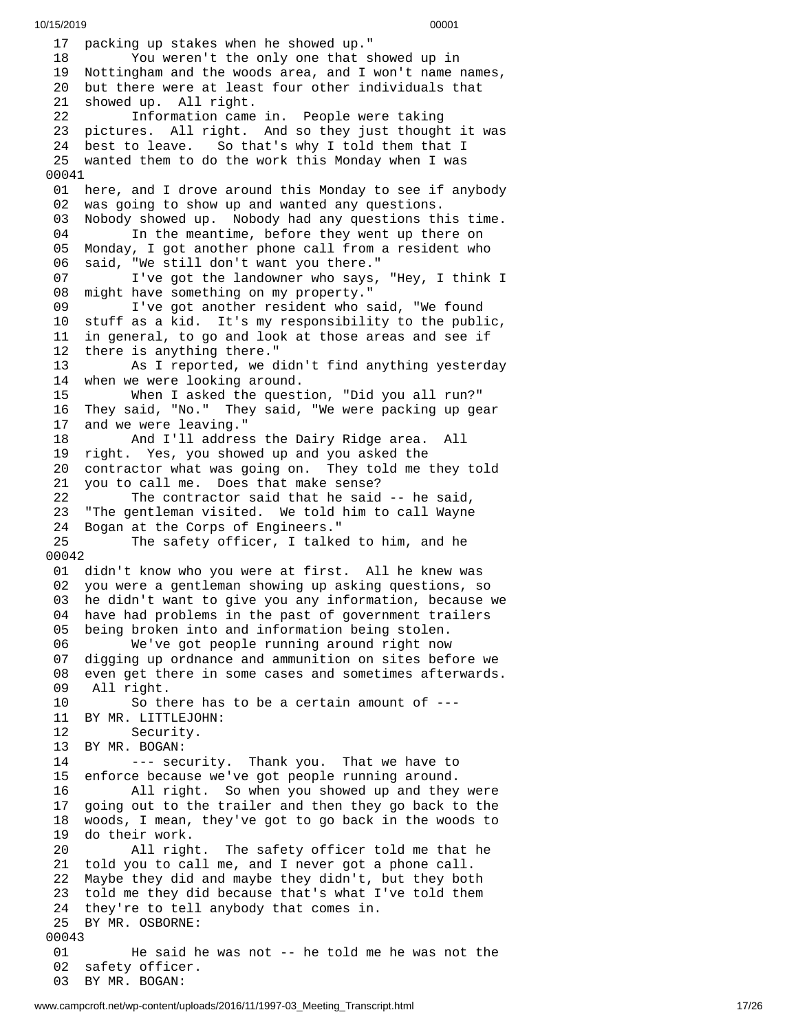17 packing up stakes when he showed up."
18 You weren't the only one that showed up in
19 Nottingham and the woods area, and I won't name names,
20 but there were at least four other individuals that
21 showed up. All right.
22 Information came in. People were taking
23 pictures. All right. And so they just thought it was
24 best to leave. So that's why I told them that I
25 wanted them to do the work this Monday when I was

00041

01 here, and I drove around this Monday to see if anybody
02 was going to show up and wanted any questions.
03 Nobody showed up. Nobody had any questions this time.
04 In the meantime, before they went up there on
05 Monday, I got another phone call from a resident who
06 said, "We still don't want you there."
07 I've got the landowner who says, "Hey, I think I
08 might have something on my property."
09 I've got another resident who said, "We found
10 stuff as a kid. It's my responsibility to the public,
11 in general, to go and look at those areas and see if
12 there is anything there."
13 As I reported, we didn't find anything yesterday
14 when we were looking around.
15 When I asked the question, "Did you all run?"
16 They said, "No." They said, "We were packing up gear
17 and we were leaving."
18 And I'll address the Dairy Ridge area. All
19 right. Yes, you showed up and you asked the
20 contractor what was going on. They told me they told
21 you to call me. Does that make sense?
22 The contractor said that he said -- he said,
23 "The gentleman visited. We told him to call Wayne
24 Bogan at the Corps of Engineers."
25 The safety officer, I talked to him, and he

00042

01 didn't know who you were at first. All he knew was
02 you were a gentleman showing up asking questions, so
03 he didn't want to give you any information, because we
04 have had problems in the past of government trailers
05 being broken into and information being stolen.
06 We've got people running around right now
07 digging up ordnance and ammunition on sites before we
08 even get there in some cases and sometimes afterwards.
09 All right.
10 So there has to be a certain amount of ---
11 BY MR. LITTLEJOHN:
12 Security.
13 BY MR. BOGAN:
14 --- security. Thank you. That we have to
15 enforce because we've got people running around.
16 All right. So when you showed up and they were
17 going out to the trailer and then they go back to the
18 woods, I mean, they've got to go back in the woods to
19 do their work.
20 All right. The safety officer told me that he
21 told you to call me, and I never got a phone call.
22 Maybe they did and maybe they didn't, but they both
23 told me they did because that's what I've told them
24 they're to tell anybody that comes in.
25 BY MR. OSBORNE:

00043

01 He said he was not -- he told me he was not the
02 safety officer.
03 BY MR. BOGAN: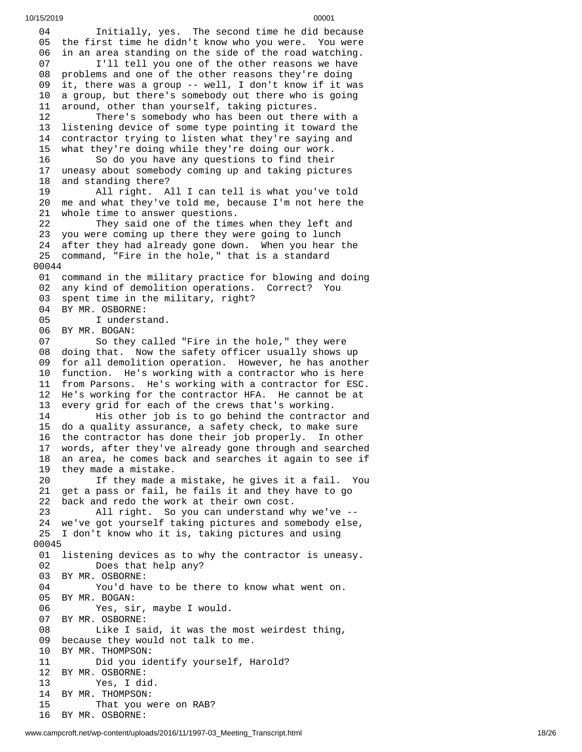```
 04        Initially, yes.  The second time he did because
 05  the first time he didn't know who you were.  You were
 06  in an area standing on the side of the road watching.
 07        I'll tell you one of the other reasons we have
 08  problems and one of the other reasons they're doing
 09  it, there was a group -- well, I don't know if it was
 10  a group, but there's somebody out there who is going
 11  around, other than yourself, taking pictures.
 12        There's somebody who has been out there with a
 13  listening device of some type pointing it toward the
 14  contractor trying to listen what they're saying and
 15  what they're doing while they're doing our work.
 16        So do you have any questions to find their
 17  uneasy about somebody coming up and taking pictures
 18  and standing there?
 19        All right.  All I can tell is what you've told
 20  me and what they've told me, because I'm not here the
 21  whole time to answer questions.
 22        They said one of the times when they left and
 23  you were coming up there they were going to lunch
 24  after they had already gone down.  When you hear the
 25  command, "Fire in the hole," that is a standard
00044
 01  command in the military practice for blowing and doing
 02  any kind of demolition operations.  Correct?  You
 03  spent time in the military, right?
 04  BY MR. OSBORNE:
 05        I understand.
 06  BY MR. BOGAN:
 07        So they called "Fire in the hole," they were
 08  doing that.  Now the safety officer usually shows up
 09  for all demolition operation.  However, he has another
 10  function.  He's working with a contractor who is here
 11  from Parsons.  He's working with a contractor for ESC.
 12  He's working for the contractor HFA.  He cannot be at
 13  every grid for each of the crews that's working.
 14        His other job is to go behind the contractor and
 15  do a quality assurance, a safety check, to make sure
 16  the contractor has done their job properly.  In other
 17  words, after they've already gone through and searched
 18  an area, he comes back and searches it again to see if
 19  they made a mistake.
 20        If they made a mistake, he gives it a fail.  You
 21  get a pass or fail, he fails it and they have to go
 22  back and redo the work at their own cost.
 23        All right.  So you can understand why we've --
 24  we've got yourself taking pictures and somebody else,
 25  I don't know who it is, taking pictures and using
00045
 01  listening devices as to why the contractor is uneasy.
 02        Does that help any?
 03  BY MR. OSBORNE:
 04        You'd have to be there to know what went on.
 05  BY MR. BOGAN:
 06        Yes, sir, maybe I would.
 07  BY MR. OSBORNE:
 08        Like I said, it was the most weirdest thing,
 09  because they would not talk to me.
 10  BY MR. THOMPSON:
 11        Did you identify yourself, Harold?
 12  BY MR. OSBORNE:
 13        Yes, I did.
 14  BY MR. THOMPSON:
 15        That you were on RAB?
 16  BY MR. OSBORNE:
```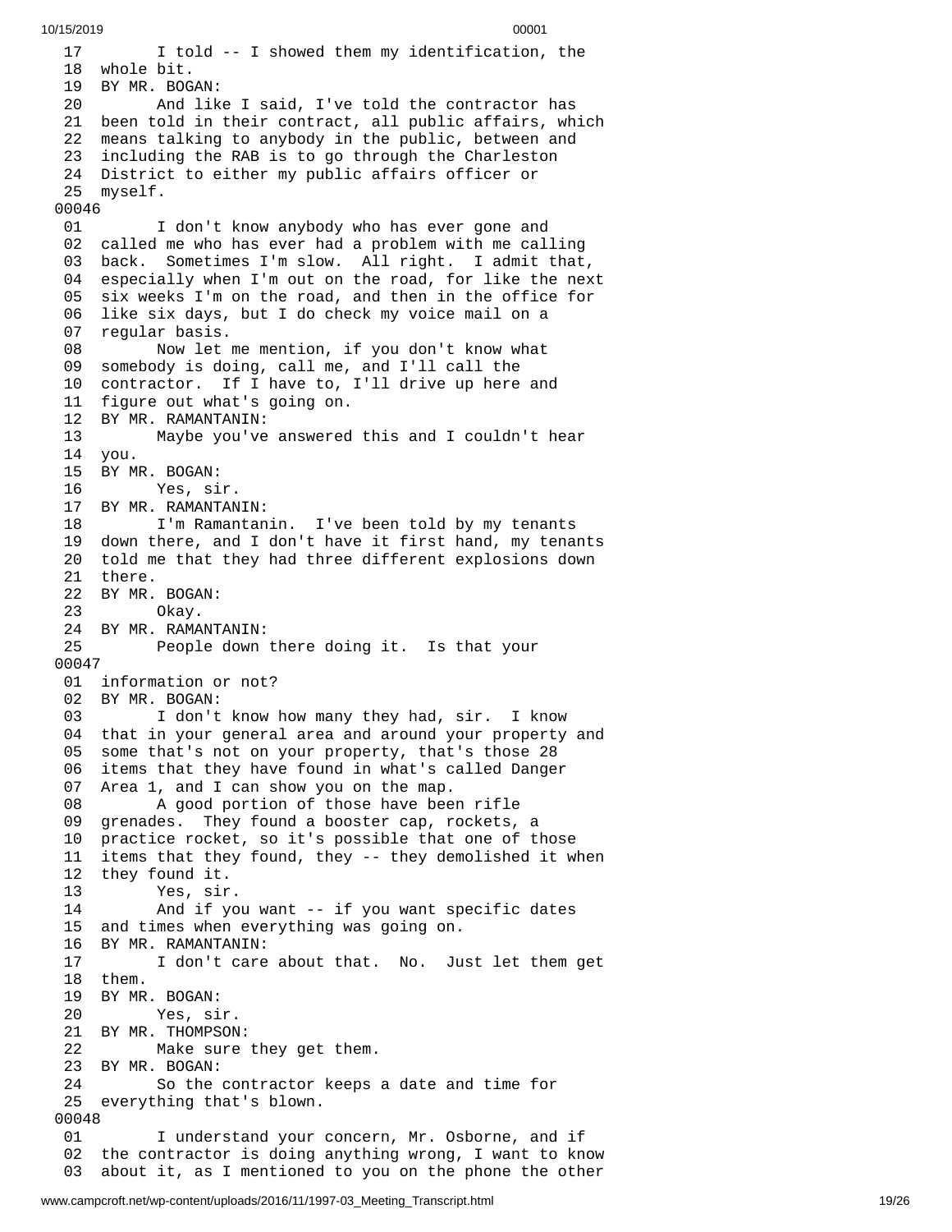17 I told -- I showed them my identification, the
18 whole bit.
19 BY MR. BOGAN:
20 And like I said, I've told the contractor has
21 been told in their contract, all public affairs, which
22 means talking to anybody in the public, between and
23 including the RAB is to go through the Charleston
24 District to either my public affairs officer or
25 myself.
00046
01 I don't know anybody who has ever gone and
02 called me who has ever had a problem with me calling
03 back. Sometimes I'm slow. All right. I admit that,
04 especially when I'm out on the road, for like the next
05 six weeks I'm on the road, and then in the office for
06 like six days, but I do check my voice mail on a
07 regular basis.
08 Now let me mention, if you don't know what
09 somebody is doing, call me, and I'll call the
10 contractor. If I have to, I'll drive up here and
11 figure out what's going on.
12 BY MR. RAMANTANIN:
13 Maybe you've answered this and I couldn't hear
14 you.
15 BY MR. BOGAN:
16 Yes, sir.
17 BY MR. RAMANTANIN:
18 I'm Ramantanin. I've been told by my tenants
19 down there, and I don't have it first hand, my tenants
20 told me that they had three different explosions down
21 there.
22 BY MR. BOGAN:
23 Okay.
24 BY MR. RAMANTANIN:
25 People down there doing it. Is that your
00047
01 information or not?
02 BY MR. BOGAN:
03 I don't know how many they had, sir. I know
04 that in your general area and around your property and
05 some that's not on your property, that's those 28
06 items that they have found in what's called Danger
07 Area 1, and I can show you on the map.
08 A good portion of those have been rifle
09 grenades. They found a booster cap, rockets, a
10 practice rocket, so it's possible that one of those
11 items that they found, they -- they demolished it when
12 they found it.
13 Yes, sir.
14 And if you want -- if you want specific dates
15 and times when everything was going on.
16 BY MR. RAMANTANIN:
17 I don't care about that. No. Just let them get
18 them.
19 BY MR. BOGAN:
20 Yes, sir.
21 BY MR. THOMPSON:
22 Make sure they get them.
23 BY MR. BOGAN:
24 So the contractor keeps a date and time for
25 everything that's blown.
00048
01 I understand your concern, Mr. Osborne, and if
02 the contractor is doing anything wrong, I want to know
03 about it, as I mentioned to you on the phone the other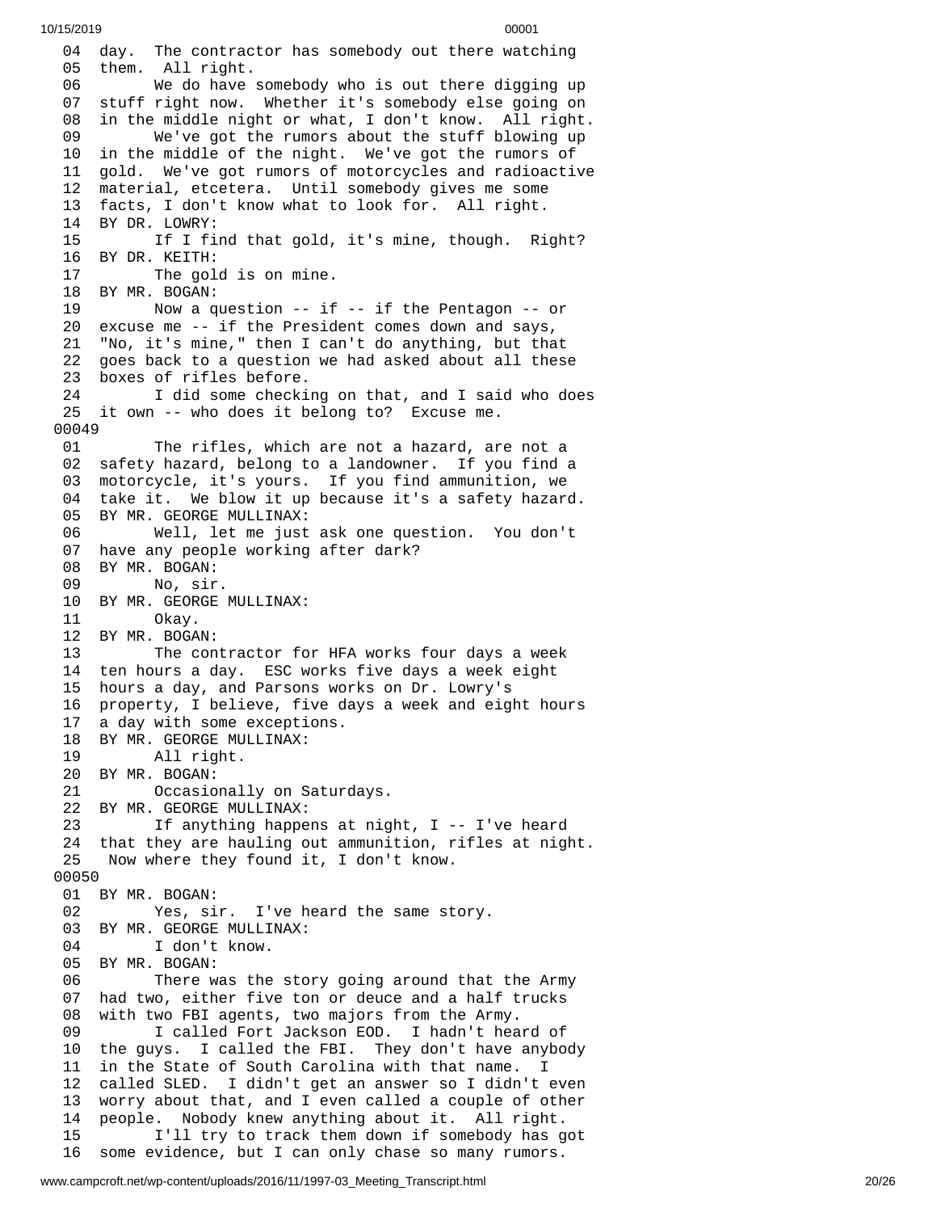04 day. The contractor has somebody out there watching
05 them. All right.
06 We do have somebody who is out there digging up
07 stuff right now. Whether it's somebody else going on
08 in the middle night or what, I don't know. All right.
09 We've got the rumors about the stuff blowing up
10 in the middle of the night. We've got the rumors of
11 gold. We've got rumors of motorcycles and radioactive
12 material, etcetera. Until somebody gives me some
13 facts, I don't know what to look for. All right.
14 BY DR. LOWRY:
15 If I find that gold, it's mine, though. Right?
16 BY DR. KEITH:
17 The gold is on mine.
18 BY MR. BOGAN:
19 Now a question -- if -- if the Pentagon -- or
20 excuse me -- if the President comes down and says,
21 "No, it's mine," then I can't do anything, but that
22 goes back to a question we had asked about all these
23 boxes of rifles before.
24 I did some checking on that, and I said who does
25 it own -- who does it belong to? Excuse me.
00049
01 The rifles, which are not a hazard, are not a
02 safety hazard, belong to a landowner. If you find a
03 motorcycle, it's yours. If you find ammunition, we
04 take it. We blow it up because it's a safety hazard.
05 BY MR. GEORGE MULLINAX:
06 Well, let me just ask one question. You don't
07 have any people working after dark?
08 BY MR. BOGAN:
09 No, sir.
10 BY MR. GEORGE MULLINAX:
11 Okay.
12 BY MR. BOGAN:
13 The contractor for HFA works four days a week
14 ten hours a day. ESC works five days a week eight
15 hours a day, and Parsons works on Dr. Lowry's
16 property, I believe, five days a week and eight hours
17 a day with some exceptions.
18 BY MR. GEORGE MULLINAX:
19 All right.
20 BY MR. BOGAN:
21 Occasionally on Saturdays.
22 BY MR. GEORGE MULLINAX:
23 If anything happens at night, I -- I've heard
24 that they are hauling out ammunition, rifles at night.
25 Now where they found it, I don't know.
00050
01 BY MR. BOGAN:
02 Yes, sir. I've heard the same story.
03 BY MR. GEORGE MULLINAX:
04 I don't know.
05 BY MR. BOGAN:
06 There was the story going around that the Army
07 had two, either five ton or deuce and a half trucks
08 with two FBI agents, two majors from the Army.
09 I called Fort Jackson EOD. I hadn't heard of
10 the guys. I called the FBI. They don't have anybody
11 in the State of South Carolina with that name. I
12 called SLED. I didn't get an answer so I didn't even
13 worry about that, and I even called a couple of other
14 people. Nobody knew anything about it. All right.
15 I'll try to track them down if somebody has got
16 some evidence, but I can only chase so many rumors.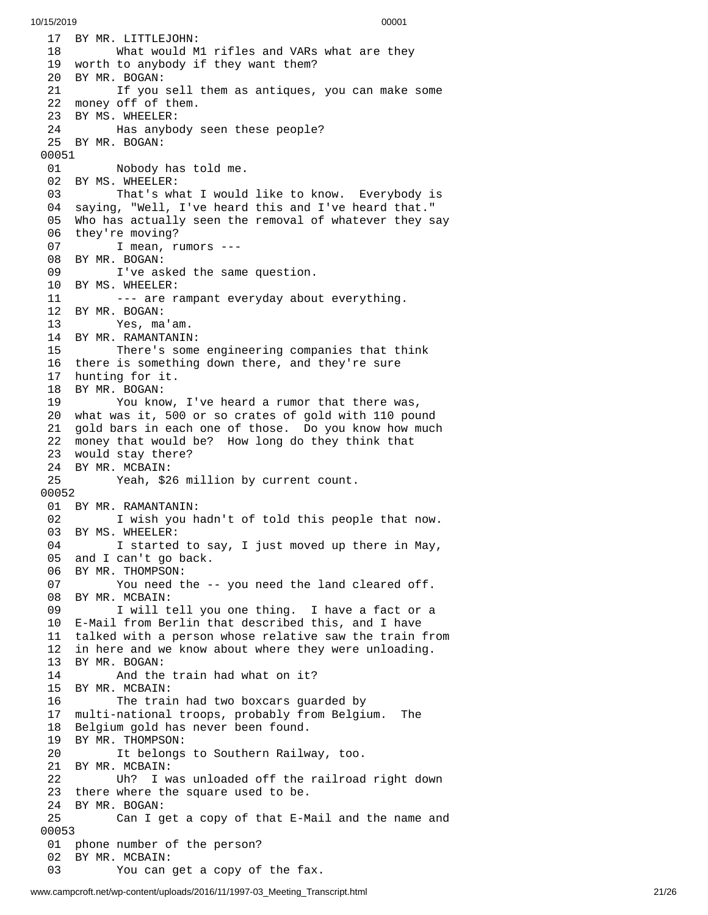17 BY MR. LITTLEJOHN:
18 What would M1 rifles and VARs what are they
19 worth to anybody if they want them?
20 BY MR. BOGAN:
21 If you sell them as antiques, you can make some
22 money off of them.
23 BY MS. WHEELER:
24 Has anybody seen these people?
25 BY MR. BOGAN:
00051
01 Nobody has told me.
02 BY MS. WHEELER:
03 That's what I would like to know. Everybody is
04 saying, "Well, I've heard this and I've heard that."
05 Who has actually seen the removal of whatever they say
06 they're moving?
07 I mean, rumors ---
08 BY MR. BOGAN:
09 I've asked the same question.
10 BY MS. WHEELER:
11 --- are rampant everyday about everything.
12 BY MR. BOGAN:
13 Yes, ma'am.
14 BY MR. RAMANTANIN:
15 There's some engineering companies that think
16 there is something down there, and they're sure
17 hunting for it.
18 BY MR. BOGAN:
19 You know, I've heard a rumor that there was,
20 what was it, 500 or so crates of gold with 110 pound
21 gold bars in each one of those. Do you know how much
22 money that would be? How long do they think that
23 would stay there?
24 BY MR. MCBAIN:
25 Yeah, $26 million by current count.
00052
01 BY MR. RAMANTANIN:
02 I wish you hadn't of told this people that now.
03 BY MS. WHEELER:
04 I started to say, I just moved up there in May,
05 and I can't go back.
06 BY MR. THOMPSON:
07 You need the -- you need the land cleared off.
08 BY MR. MCBAIN:
09 I will tell you one thing. I have a fact or a
10 E-Mail from Berlin that described this, and I have
11 talked with a person whose relative saw the train from
12 in here and we know about where they were unloading.
13 BY MR. BOGAN:
14 And the train had what on it?
15 BY MR. MCBAIN:
16 The train had two boxcars guarded by
17 multi-national troops, probably from Belgium. The
18 Belgium gold has never been found.
19 BY MR. THOMPSON:
20 It belongs to Southern Railway, too.
21 BY MR. MCBAIN:
22 Uh? I was unloaded off the railroad right down
23 there where the square used to be.
24 BY MR. BOGAN:
25 Can I get a copy of that E-Mail and the name and
00053
01 phone number of the person?
02 BY MR. MCBAIN:
03 You can get a copy of the fax.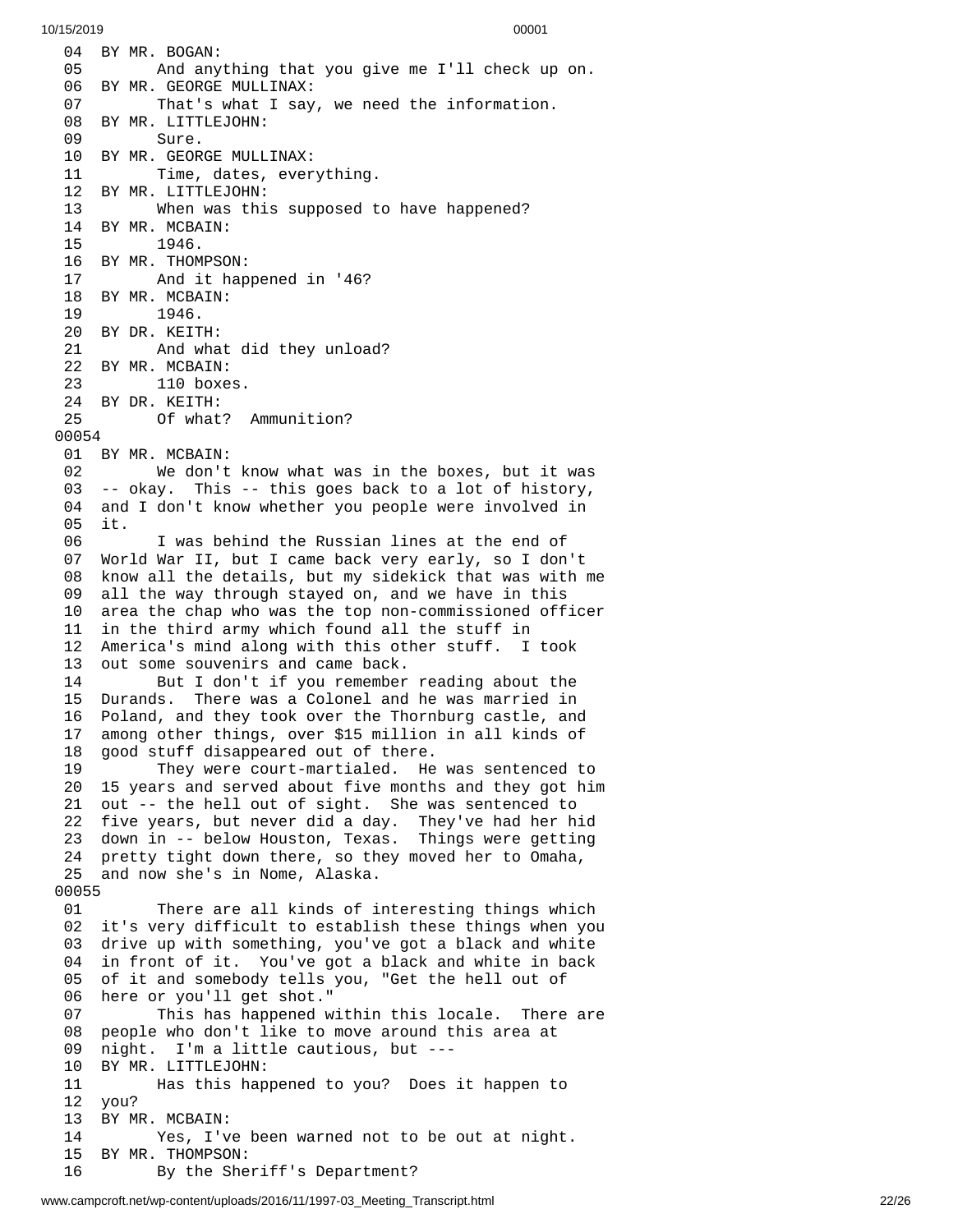04 BY MR. BOGAN:
05 And anything that you give me I'll check up on.
06 BY MR. GEORGE MULLINAX:
07 That's what I say, we need the information.
08 BY MR. LITTLEJOHN:
09 Sure.
10 BY MR. GEORGE MULLINAX:
11 Time, dates, everything.
12 BY MR. LITTLEJOHN:
13 When was this supposed to have happened?
14 BY MR. MCBAIN:
15 1946.
16 BY MR. THOMPSON:
17 And it happened in '46?
18 BY MR. MCBAIN:
19 1946.
20 BY DR. KEITH:
21 And what did they unload?
22 BY MR. MCBAIN:
23 110 boxes.
24 BY DR. KEITH:
25 Of what? Ammunition?

00054

01 BY MR. MCBAIN:
02 We don't know what was in the boxes, but it was
03 -- okay. This -- this goes back to a lot of history,
04 and I don't know whether you people were involved in
05 it.
06 I was behind the Russian lines at the end of
07 World War II, but I came back very early, so I don't
08 know all the details, but my sidekick that was with me
09 all the way through stayed on, and we have in this
10 area the chap who was the top non-commissioned officer
11 in the third army which found all the stuff in
12 America's mind along with this other stuff. I took
13 out some souvenirs and came back.
14 But I don't if you remember reading about the
15 Durands. There was a Colonel and he was married in
16 Poland, and they took over the Thornburg castle, and
17 among other things, over $15 million in all kinds of
18 good stuff disappeared out of there.
19 They were court-martialed. He was sentenced to
20 15 years and served about five months and they got him
21 out -- the hell out of sight. She was sentenced to
22 five years, but never did a day. They've had her hid
23 down in -- below Houston, Texas. Things were getting
24 pretty tight down there, so they moved her to Omaha,
25 and now she's in Nome, Alaska.

00055

01 There are all kinds of interesting things which
02 it's very difficult to establish these things when you
03 drive up with something, you've got a black and white
04 in front of it. You've got a black and white in back
05 of it and somebody tells you, "Get the hell out of
06 here or you'll get shot."
07 This has happened within this locale. There are
08 people who don't like to move around this area at
09 night. I'm a little cautious, but ---
10 BY MR. LITTLEJOHN:
11 Has this happened to you? Does it happen to
12 you?
13 BY MR. MCBAIN:
14 Yes, I've been warned not to be out at night.
15 BY MR. THOMPSON:
16 By the Sheriff's Department?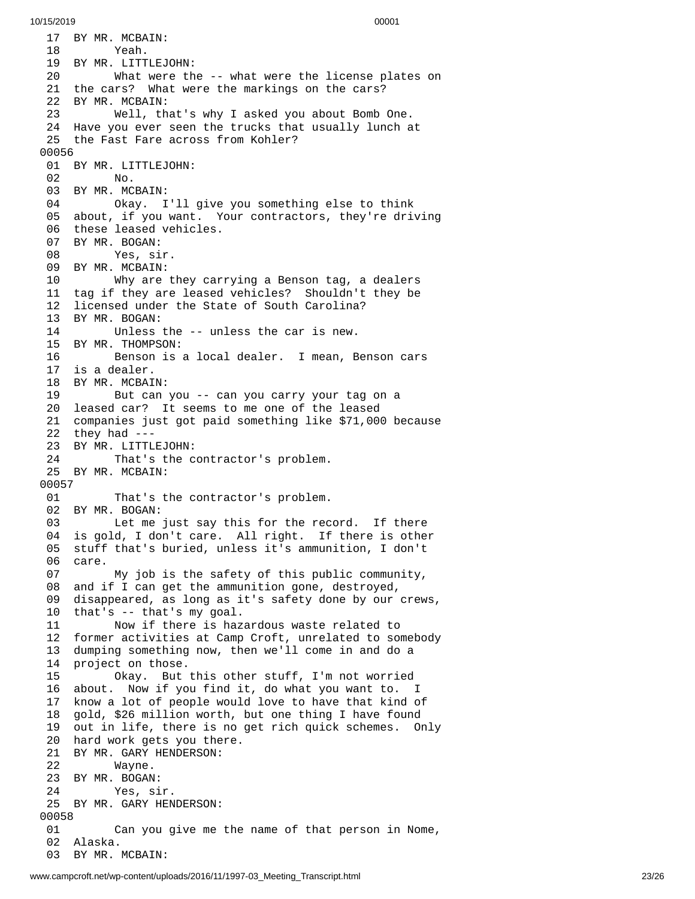```
 17  BY MR. MCBAIN:
 18        Yeah.
 19  BY MR. LITTLEJOHN:
 20        What were the -- what were the license plates on
 21  the cars?  What were the markings on the cars?
 22  BY MR. MCBAIN:
 23        Well, that's why I asked you about Bomb One.
 24  Have you ever seen the trucks that usually lunch at
 25  the Fast Fare across from Kohler?
00056
 01  BY MR. LITTLEJOHN:
 02        No.
 03  BY MR. MCBAIN:
 04        Okay.  I'll give you something else to think
 05  about, if you want.  Your contractors, they're driving
 06  these leased vehicles.
 07  BY MR. BOGAN:
 08        Yes, sir.
 09  BY MR. MCBAIN:
 10        Why are they carrying a Benson tag, a dealers
 11  tag if they are leased vehicles?  Shouldn't they be
 12  licensed under the State of South Carolina?
 13  BY MR. BOGAN:
 14        Unless the -- unless the car is new.
 15  BY MR. THOMPSON:
 16        Benson is a local dealer.  I mean, Benson cars
 17  is a dealer.
 18  BY MR. MCBAIN:
 19        But can you -- can you carry your tag on a
 20  leased car?  It seems to me one of the leased
 21  companies just got paid something like $71,000 because
 22  they had ---
 23  BY MR. LITTLEJOHN:
 24        That's the contractor's problem.
 25  BY MR. MCBAIN:
00057
 01        That's the contractor's problem.
 02  BY MR. BOGAN:
 03        Let me just say this for the record.  If there
 04  is gold, I don't care.  All right.  If there is other
 05  stuff that's buried, unless it's ammunition, I don't
 06  care.
 07        My job is the safety of this public community,
 08  and if I can get the ammunition gone, destroyed,
 09  disappeared, as long as it's safety done by our crews,
 10  that's -- that's my goal.
 11        Now if there is hazardous waste related to
 12  former activities at Camp Croft, unrelated to somebody
 13  dumping something now, then we'll come in and do a
 14  project on those.
 15        Okay.  But this other stuff, I'm not worried
 16  about.  Now if you find it, do what you want to.  I
 17  know a lot of people would love to have that kind of
 18  gold, $26 million worth, but one thing I have found
 19  out in life, there is no get rich quick schemes.  Only
 20  hard work gets you there.
 21  BY MR. GARY HENDERSON:
 22        Wayne.
 23  BY MR. BOGAN:
 24        Yes, sir.
 25  BY MR. GARY HENDERSON:
00058
 01        Can you give me the name of that person in Nome,
 02  Alaska.
 03  BY MR. MCBAIN:
```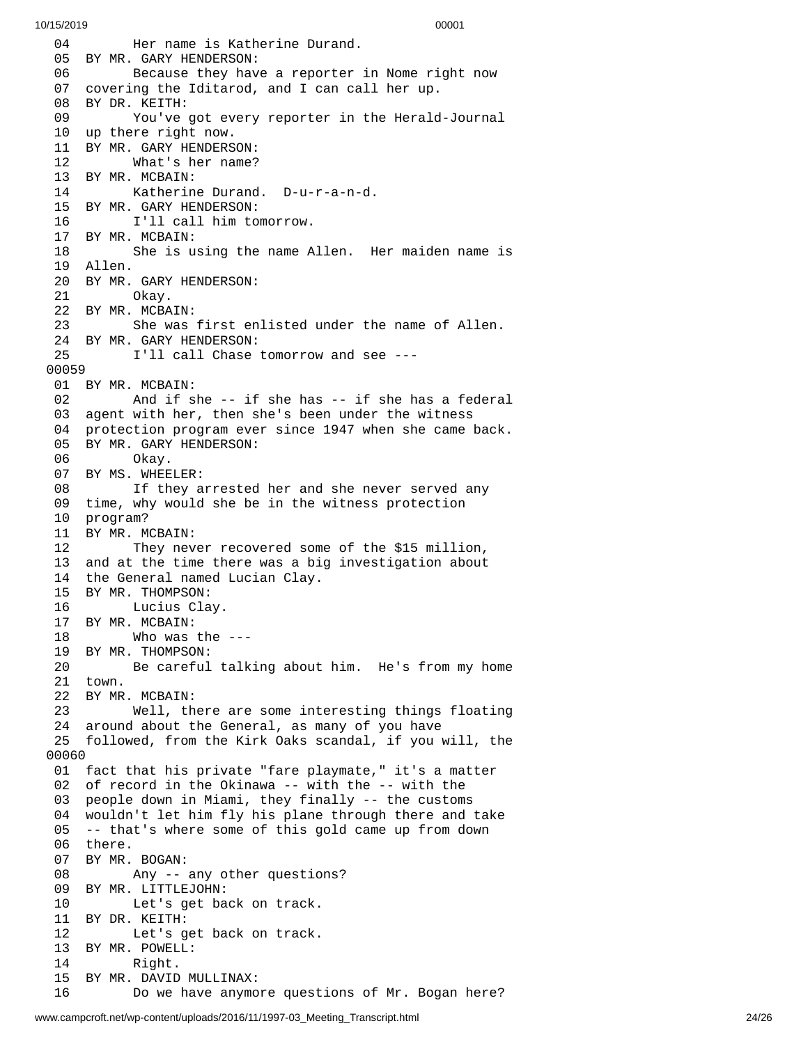```
 04        Her name is Katherine Durand.
 05  BY MR. GARY HENDERSON:
 06        Because they have a reporter in Nome right now
 07  covering the Iditarod, and I can call her up.
 08  BY DR. KEITH:
 09        You've got every reporter in the Herald-Journal
 10  up there right now.
 11  BY MR. GARY HENDERSON:
 12        What's her name?
 13  BY MR. MCBAIN:
 14        Katherine Durand.  D-u-r-a-n-d.
 15  BY MR. GARY HENDERSON:
 16        I'll call him tomorrow.
 17  BY MR. MCBAIN:
 18        She is using the name Allen.  Her maiden name is
 19  Allen.
 20  BY MR. GARY HENDERSON:
 21        Okay.
 22  BY MR. MCBAIN:
 23        She was first enlisted under the name of Allen.
 24  BY MR. GARY HENDERSON:
 25        I'll call Chase tomorrow and see ---
00059
 01  BY MR. MCBAIN:
 02        And if she -- if she has -- if she has a federal
 03  agent with her, then she's been under the witness
 04  protection program ever since 1947 when she came back.
 05  BY MR. GARY HENDERSON:
 06        Okay.
 07  BY MS. WHEELER:
 08        If they arrested her and she never served any
 09  time, why would she be in the witness protection
 10  program?
 11  BY MR. MCBAIN:
 12        They never recovered some of the $15 million,
 13  and at the time there was a big investigation about
 14  the General named Lucian Clay.
 15  BY MR. THOMPSON:
 16        Lucius Clay.
 17  BY MR. MCBAIN:
 18        Who was the ---
 19  BY MR. THOMPSON:
 20        Be careful talking about him.  He's from my home
 21  town.
 22  BY MR. MCBAIN:
 23        Well, there are some interesting things floating
 24  around about the General, as many of you have
 25  followed, from the Kirk Oaks scandal, if you will, the
00060
 01  fact that his private "fare playmate," it's a matter
 02  of record in the Okinawa -- with the -- with the
 03  people down in Miami, they finally -- the customs
 04  wouldn't let him fly his plane through there and take
 05  -- that's where some of this gold came up from down
 06  there.
 07  BY MR. BOGAN:
 08        Any -- any other questions?
 09  BY MR. LITTLEJOHN:
 10        Let's get back on track.
 11  BY DR. KEITH:
 12        Let's get back on track.
 13  BY MR. POWELL:
 14        Right.
 15  BY MR. DAVID MULLINAX:
 16        Do we have anymore questions of Mr. Bogan here?
```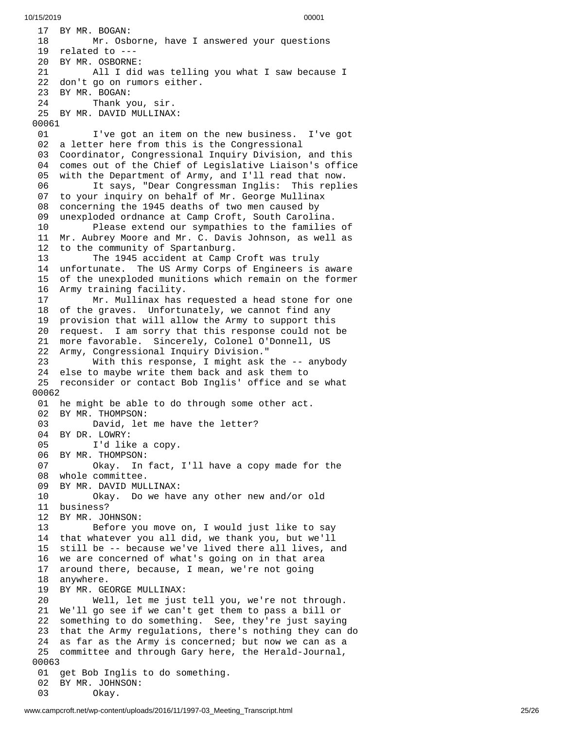```
 17  BY MR. BOGAN:
 18        Mr. Osborne, have I answered your questions
 19  related to ---
 20  BY MR. OSBORNE:
 21        All I did was telling you what I saw because I
 22  don't go on rumors either.
 23  BY MR. BOGAN:
 24        Thank you, sir.
 25  BY MR. DAVID MULLINAX:
00061
 01        I've got an item on the new business.  I've got
 02  a letter here from this is the Congressional
 03  Coordinator, Congressional Inquiry Division, and this
 04  comes out of the Chief of Legislative Liaison's office
 05  with the Department of Army, and I'll read that now.
 06        It says, "Dear Congressman Inglis:  This replies
 07  to your inquiry on behalf of Mr. George Mullinax
 08  concerning the 1945 deaths of two men caused by
 09  unexploded ordnance at Camp Croft, South Carolina.
 10        Please extend our sympathies to the families of
 11  Mr. Aubrey Moore and Mr. C. Davis Johnson, as well as
 12  to the community of Spartanburg.
 13        The 1945 accident at Camp Croft was truly
 14  unfortunate.  The US Army Corps of Engineers is aware
 15  of the unexploded munitions which remain on the former
 16  Army training facility.
 17        Mr. Mullinax has requested a head stone for one
 18  of the graves.  Unfortunately, we cannot find any
 19  provision that will allow the Army to support this
 20  request.  I am sorry that this response could not be
 21  more favorable.  Sincerely, Colonel O'Donnell, US
 22  Army, Congressional Inquiry Division."
 23        With this response, I might ask the -- anybody
 24  else to maybe write them back and ask them to
 25  reconsider or contact Bob Inglis' office and se what
00062
 01  he might be able to do through some other act.
 02  BY MR. THOMPSON:
 03        David, let me have the letter?
 04  BY DR. LOWRY:
 05        I'd like a copy.
 06  BY MR. THOMPSON:
 07        Okay.  In fact, I'll have a copy made for the
 08  whole committee.
 09  BY MR. DAVID MULLINAX:
 10        Okay.  Do we have any other new and/or old
 11  business?
 12  BY MR. JOHNSON:
 13        Before you move on, I would just like to say
 14  that whatever you all did, we thank you, but we'll
 15  still be -- because we've lived there all lives, and
 16  we are concerned of what's going on in that area
 17  around there, because, I mean, we're not going
 18  anywhere.
 19  BY MR. GEORGE MULLINAX:
 20        Well, let me just tell you, we're not through.
 21  We'll go see if we can't get them to pass a bill or
 22  something to do something.  See, they're just saying
 23  that the Army regulations, there's nothing they can do
 24  as far as the Army is concerned; but now we can as a
 25  committee and through Gary here, the Herald-Journal,
00063
 01  get Bob Inglis to do something.
 02  BY MR. JOHNSON:
 03        Okay.
```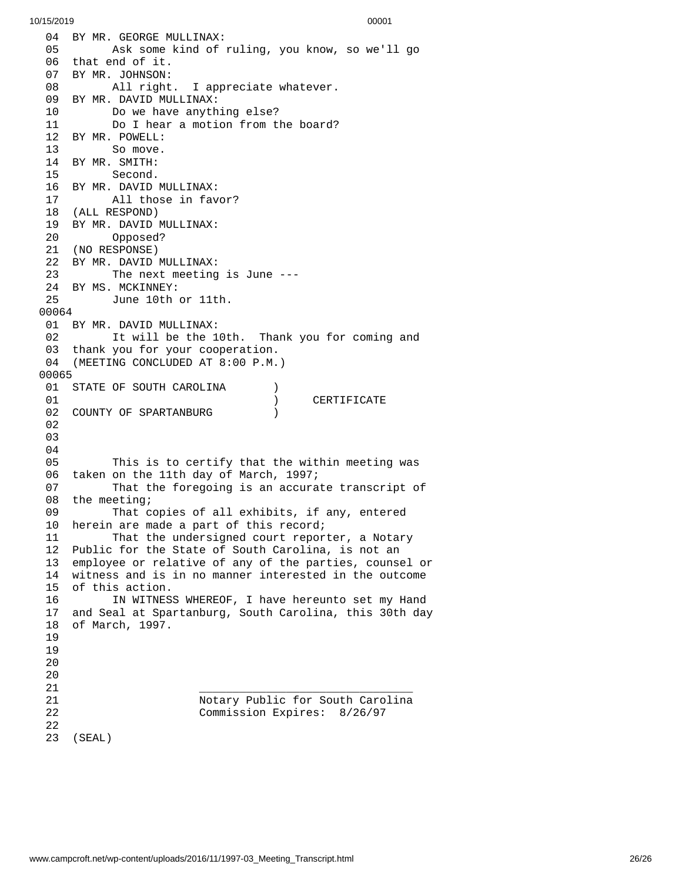```
04  BY MR. GEORGE MULLINAX:
05        Ask some kind of ruling, you know, so we'll go
06  that end of it.
07  BY MR. JOHNSON:
08        All right.  I appreciate whatever.
09  BY MR. DAVID MULLINAX:
10        Do we have anything else?
11        Do I hear a motion from the board?
12  BY MR. POWELL:
13        So move.
14  BY MR. SMITH:
15        Second.
16  BY MR. DAVID MULLINAX:
17        All those in favor?
18  (ALL RESPOND)
19  BY MR. DAVID MULLINAX:
20        Opposed?
21  (NO RESPONSE)
22  BY MR. DAVID MULLINAX:
23        The next meeting is June ---
24  BY MS. MCKINNEY:
25        June 10th or 11th.
00064
01  BY MR. DAVID MULLINAX:
02        It will be the 10th.  Thank you for coming and
03  thank you for your cooperation.
04  (MEETING CONCLUDED AT 8:00 P.M.)
00065
01  STATE OF SOUTH CAROLINA       )
01                                )     CERTIFICATE
02  COUNTY OF SPARTANBURG         )
02
03
04
05        This is to certify that the within meeting was
06  taken on the 11th day of March, 1997;
07        That the foregoing is an accurate transcript of
08  the meeting;
09        That copies of all exhibits, if any, entered
10  herein are made a part of this record;
11        That the undersigned court reporter, a Notary
12  Public for the State of South Carolina, is not an
13  employee or relative of any of the parties, counsel or
14  witness and is in no manner interested in the outcome
15  of this action.
16        IN WITNESS WHEREOF, I have hereunto set my Hand
17  and Seal at Spartanburg, South Carolina, this 30th day
18  of March, 1997.
19
19
20
20
21                    _______________________________
21                    Notary Public for South Carolina
22                    Commission Expires:  8/26/97
22
23  (SEAL)
```